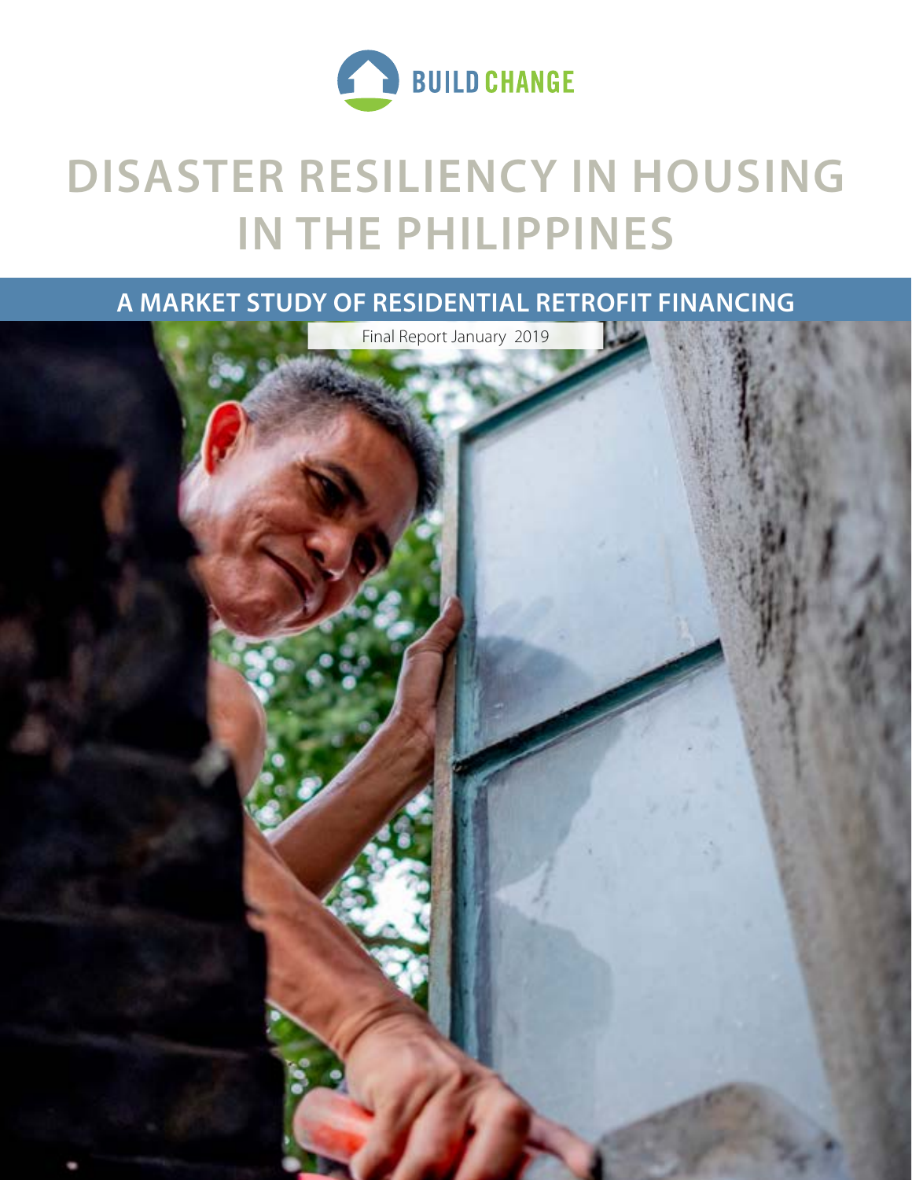BUILD CHANGE

# DISASTER RESILIENCY IN HOUSING IN THE PHILIPPINES

## A MARKET STUDY OF RESIDENTIAL RETROFIT FINANCING

Final Report January 2019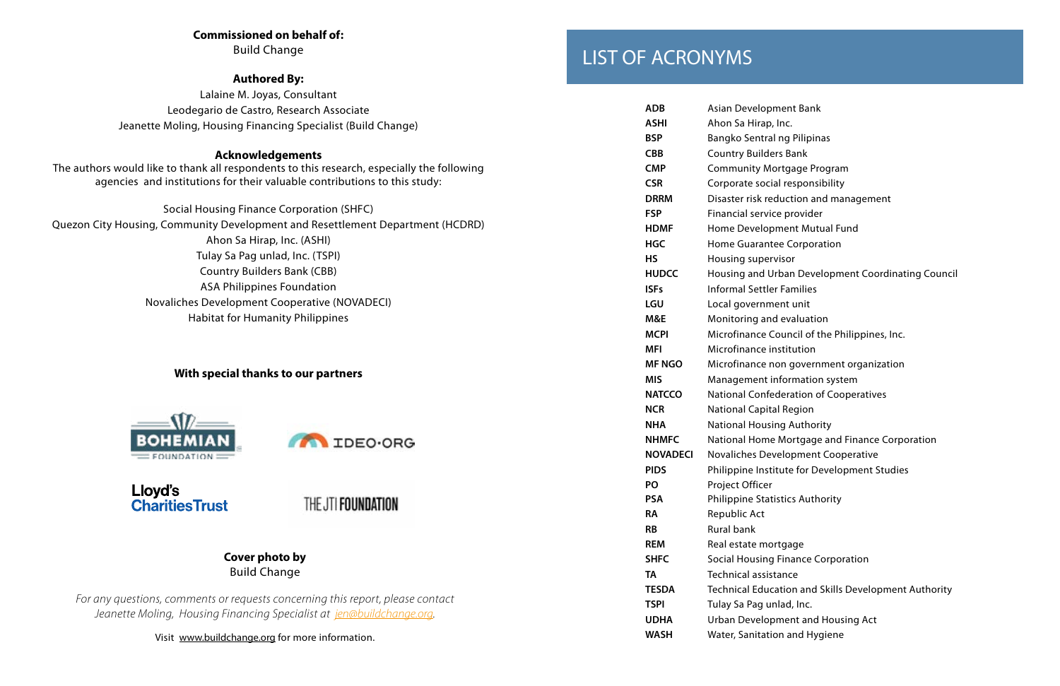**Commissioned on behalf of:**
Build Change

**Authored By:**
Lalaine M. Joyas, Consultant
Leodegario de Castro, Research Associate
Jeanette Moling, Housing Financing Specialist (Build Change)

**Acknowledgements**
The authors would like to thank all respondents to this research, especially the following agencies and institutions for their valuable contributions to this study:

Social Housing Finance Corporation (SHFC)
Quezon City Housing, Community Development and Resettlement Department (HCDRD)
Ahon Sa Hirap, Inc. (ASHI)
Tulay Sa Pag unlad, Inc. (TSPI)
Country Builders Bank (CBB)
ASA Philippines Foundation
Novaliches Development Cooperative (NOVADECI)
Habitat for Humanity Philippines

**With special thanks to our partners**

BOHEMIAN FOUNDATION
IDEO·ORG
Lloyd's Charities Trust
THE JTI FOUNDATION

**Cover photo by**
Build Change

*For any questions, comments or requests concerning this report, please contact Jeanette Moling, Housing Financing Specialist at jen@buildchange.org.*

Visit www.buildchange.org for more information.

# LIST OF ACRONYMS

| | |
|---|---|
| **ADB** | Asian Development Bank |
| **ASHI** | Ahon Sa Hirap, Inc. |
| **BSP** | Bangko Sentral ng Pilipinas |
| **CBB** | Country Builders Bank |
| **CMP** | Community Mortgage Program |
| **CSR** | Corporate social responsibility |
| **DRRM** | Disaster risk reduction and management |
| **FSP** | Financial service provider |
| **HDMF** | Home Development Mutual Fund |
| **HGC** | Home Guarantee Corporation |
| **HS** | Housing supervisor |
| **HUDCC** | Housing and Urban Development Coordinating Council |
| **ISFs** | Informal Settler Families |
| **LGU** | Local government unit |
| **M&E** | Monitoring and evaluation |
| **MCPI** | Microfinance Council of the Philippines, Inc. |
| **MFI** | Microfinance institution |
| **MF NGO** | Microfinance non government organization |
| **MIS** | Management information system |
| **NATCCO** | National Confederation of Cooperatives |
| **NCR** | National Capital Region |
| **NHA** | National Housing Authority |
| **NHMFC** | National Home Mortgage and Finance Corporation |
| **NOVADECI** | Novaliches Development Cooperative |
| **PIDS** | Philippine Institute for Development Studies |
| **PO** | Project Officer |
| **PSA** | Philippine Statistics Authority |
| **RA** | Republic Act |
| **RB** | Rural bank |
| **REM** | Real estate mortgage |
| **SHFC** | Social Housing Finance Corporation |
| **TA** | Technical assistance |
| **TESDA** | Technical Education and Skills Development Authority |
| **TSPI** | Tulay Sa Pag unlad, Inc. |
| **UDHA** | Urban Development and Housing Act |
| **WASH** | Water, Sanitation and Hygiene |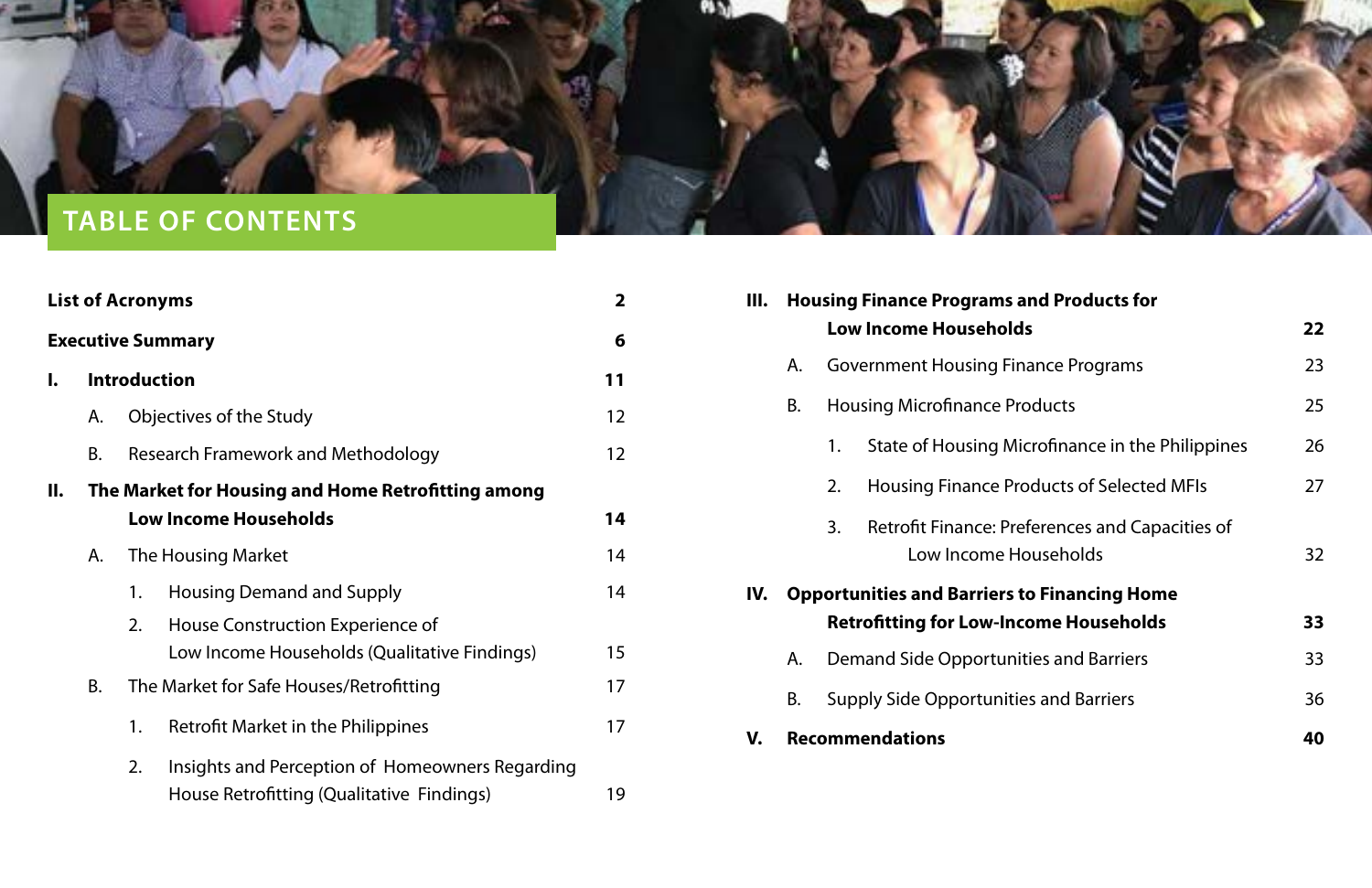# TABLE OF CONTENTS

| | | |
|---|---|---|
| **List of Acronyms** | | **2** |
| **Executive Summary** | | **6** |
| **I.** | **Introduction** | **11** |
| | A. Objectives of the Study | 12 |
| | B. Research Framework and Methodology | 12 |
| **II.** | **The Market for Housing and Home Retrofitting among Low Income Households** | **14** |
| | A. The Housing Market | 14 |
| | 1. Housing Demand and Supply | 14 |
| | 2. House Construction Experience of Low Income Households (Qualitative Findings) | 15 |
| | B. The Market for Safe Houses/Retrofitting | 17 |
| | 1. Retrofit Market in the Philippines | 17 |
| | 2. Insights and Perception of Homeowners Regarding House Retrofitting (Qualitative Findings) | 19 |
| **III.** | **Housing Finance Programs and Products for Low Income Households** | **22** |
| | A. Government Housing Finance Programs | 23 |
| | B. Housing Microfinance Products | 25 |
| | 1. State of Housing Microfinance in the Philippines | 26 |
| | 2. Housing Finance Products of Selected MFIs | 27 |
| | 3. Retrofit Finance: Preferences and Capacities of Low Income Households | 32 |
| **IV.** | **Opportunities and Barriers to Financing Home Retrofitting for Low-Income Households** | **33** |
| | A. Demand Side Opportunities and Barriers | 33 |
| | B. Supply Side Opportunities and Barriers | 36 |
| **V.** | **Recommendations** | **40** |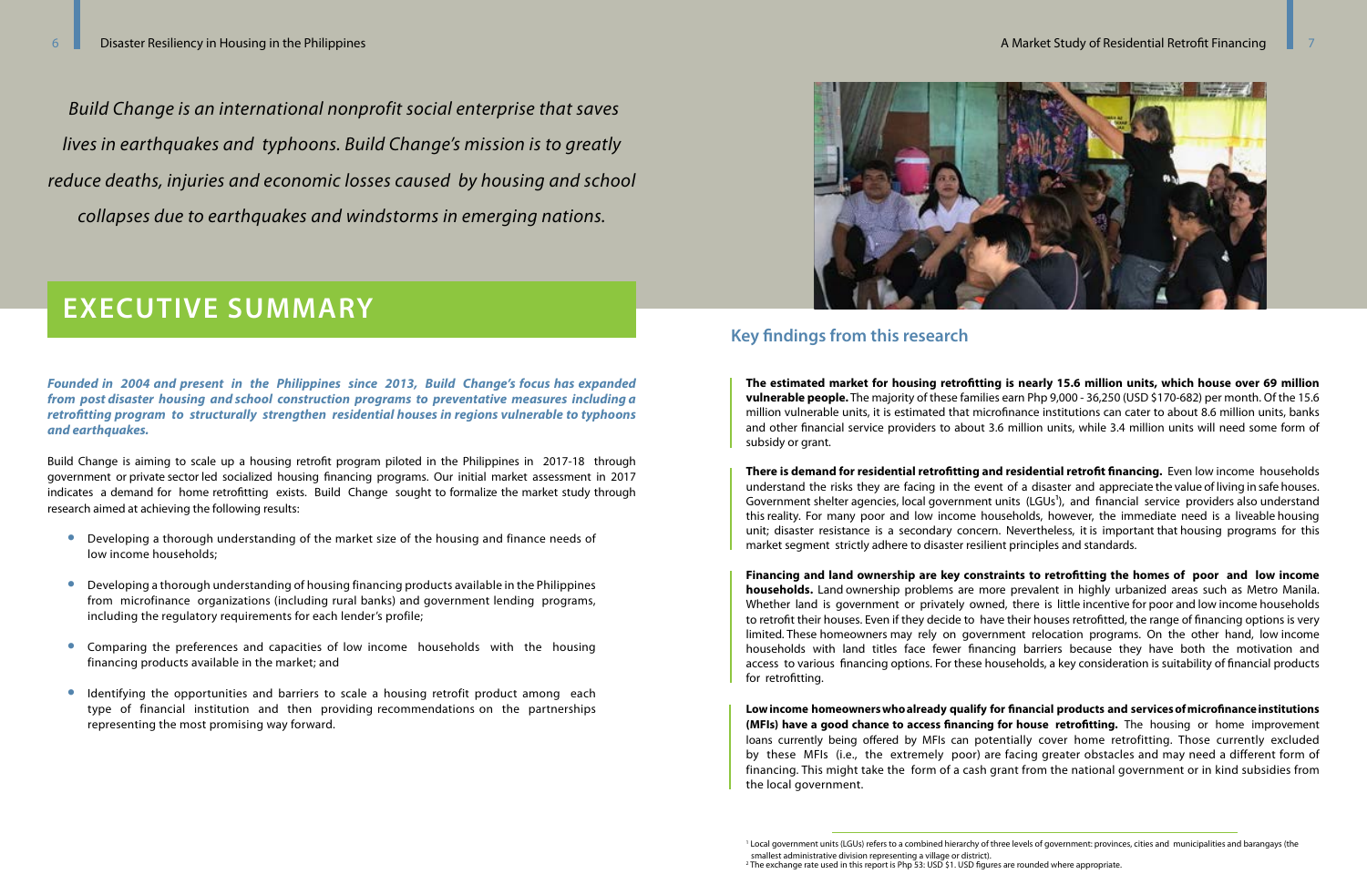*Build Change is an international nonprofit social enterprise that saves lives in earthquakes and typhoons. Build Change's mission is to greatly reduce deaths, injuries and economic losses caused by housing and school collapses due to earthquakes and windstorms in emerging nations.*

# EXECUTIVE SUMMARY

***Founded in 2004 and present in the Philippines since 2013, Build Change's focus has expanded from post disaster housing and school construction programs to preventative measures including a retrofitting program to structurally strengthen residential houses in regions vulnerable to typhoons and earthquakes.***

Build Change is aiming to scale up a housing retrofit program piloted in the Philippines in 2017-18 through government or private sector led socialized housing financing programs. Our initial market assessment in 2017 indicates a demand for home retrofitting exists. Build Change sought to formalize the market study through research aimed at achieving the following results:

- Developing a thorough understanding of the market size of the housing and finance needs of low income households;
- Developing a thorough understanding of housing financing products available in the Philippines from microfinance organizations (including rural banks) and government lending programs, including the regulatory requirements for each lender's profile;
- Comparing the preferences and capacities of low income households with the housing financing products available in the market; and
- Identifying the opportunities and barriers to scale a housing retrofit product among each type of financial institution and then providing recommendations on the partnerships representing the most promising way forward.

## Key findings from this research

**The estimated market for housing retrofitting is nearly 15.6 million units, which house over 69 million vulnerable people.** The majority of these families earn Php 9,000 - 36,250 (USD $170-682) per month. Of the 15.6 million vulnerable units, it is estimated that microfinance institutions can cater to about 8.6 million units, banks and other financial service providers to about 3.6 million units, while 3.4 million units will need some form of subsidy or grant.

**There is demand for residential retrofitting and residential retrofit financing.** Even low income households understand the risks they are facing in the event of a disaster and appreciate the value of living in safe houses. Government shelter agencies, local government units (LGUs[1]), and financial service providers also understand this reality. For many poor and low income households, however, the immediate need is a liveable housing unit; disaster resistance is a secondary concern. Nevertheless, it is important that housing programs for this market segment strictly adhere to disaster resilient principles and standards.

**Financing and land ownership are key constraints to retrofitting the homes of poor and low income households.** Land ownership problems are more prevalent in highly urbanized areas such as Metro Manila. Whether land is government or privately owned, there is little incentive for poor and low income households to retrofit their houses. Even if they decide to have their houses retrofitted, the range of financing options is very limited. These homeowners may rely on government relocation programs. On the other hand, low income households with land titles face fewer financing barriers because they have both the motivation and access to various financing options. For these households, a key consideration is suitability of financial products for retrofitting.

**Low income homeowners who already qualify for financial products and services of microfinance institutions (MFIs) have a good chance to access financing for house retrofitting.** The housing or home improvement loans currently being offered by MFIs can potentially cover home retrofitting. Those currently excluded by these MFIs (i.e., the extremely poor) are facing greater obstacles and may need a different form of financing. This might take the form of a cash grant from the national government or in kind subsidies from the local government.

[1] Local government units (LGUs) refers to a combined hierarchy of three levels of government: provinces, cities and municipalities and barangays (the smallest administrative division representing a village or district).

[2] The exchange rate used in this report is Php 53: USD $1. USD figures are rounded where appropriate.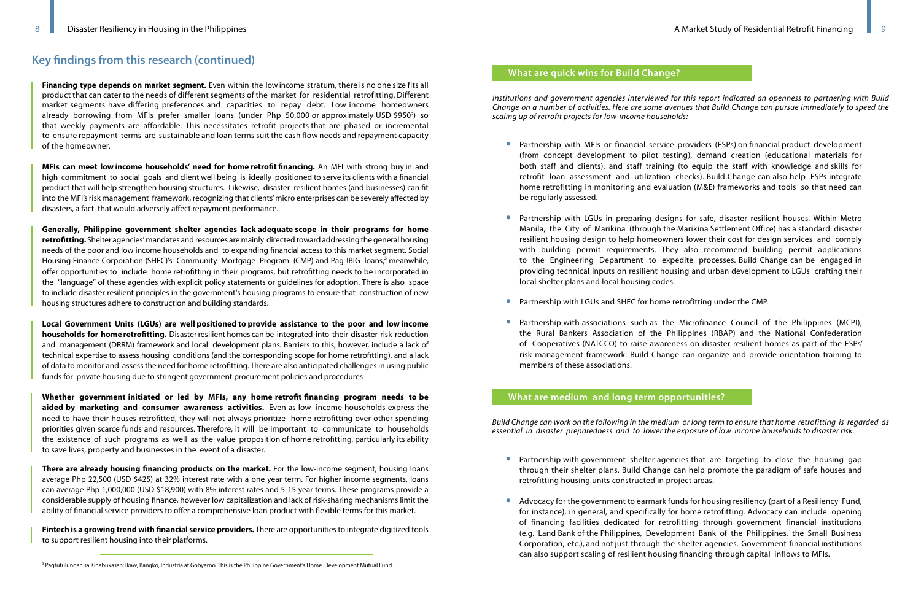## Key findings from this research (continued)

**Financing type depends on market segment.** Even within the low income stratum, there is no one size fits all product that can cater to the needs of different segments of the market for residential retrofitting. Different market segments have differing preferences and capacities to repay debt. Low income homeowners already borrowing from MFIs prefer smaller loans (under Php 50,000 or approximately USD $950[2]) so that weekly payments are affordable. This necessitates retrofit projects that are phased or incremental to ensure repayment terms are sustainable and loan terms suit the cash flow needs and repayment capacity of the homeowner.

**MFIs can meet low income households' need for home retrofit financing.** An MFI with strong buy in and high commitment to social goals and client well being is ideally positioned to serve its clients with a financial product that will help strengthen housing structures. Likewise, disaster resilient homes (and businesses) can fit into the MFI's risk management framework, recognizing that clients' micro enterprises can be severely affected by disasters, a fact that would adversely affect repayment performance.

**Generally, Philippine government shelter agencies lack adequate scope in their programs for home retrofitting.** Shelter agencies' mandates and resources are mainly directed toward addressing the general housing needs of the poor and low income households and to expanding financial access to this market segment. Social Housing Finance Corporation (SHFC)'s Community Mortgage Program (CMP) and Pag-IBIG loans,[3] meanwhile, offer opportunities to include home retrofitting in their programs, but retrofitting needs to be incorporated in the "language" of these agencies with explicit policy statements or guidelines for adoption. There is also space to include disaster resilient principles in the government's housing programs to ensure that construction of new housing structures adhere to construction and building standards.

**Local Government Units (LGUs) are well positioned to provide assistance to the poor and low income households for home retrofitting.** Disaster resilient homes can be integrated into their disaster risk reduction and management (DRRM) framework and local development plans. Barriers to this, however, include a lack of technical expertise to assess housing conditions (and the corresponding scope for home retrofitting), and a lack of data to monitor and assess the need for home retrofitting. There are also anticipated challenges in using public funds for private housing due to stringent government procurement policies and procedures

**Whether government initiated or led by MFIs, any home retrofit financing program needs to be aided by marketing and consumer awareness activities.** Even as low income households express the need to have their houses retrofitted, they will not always prioritize home retrofitting over other spending priorities given scarce funds and resources. Therefore, it will be important to communicate to households the existence of such programs as well as the value proposition of home retrofitting, particularly its ability to save lives, property and businesses in the event of a disaster.

**There are already housing financing products on the market.** For the low-income segment, housing loans average Php 22,500 (USD $425) at 32% interest rate with a one year term. For higher income segments, loans can average Php 1,000,000 (USD $18,900) with 8% interest rates and 5-15 year terms. These programs provide a considerable supply of housing finance, however low capitalization and lack of risk-sharing mechanisms limit the ability of financial service providers to offer a comprehensive loan product with flexible terms for this market.

**Fintech is a growing trend with financial service providers.** There are opportunities to integrate digitized tools to support resilient housing into their platforms.

[3] Pagtutulungan sa Kinabukasan: Ikaw, Bangko, Industria at Gobyerno. This is the Philippine Government's Home Development Mutual Fund.

### What are quick wins for Build Change?

*Institutions and government agencies interviewed for this report indicated an openness to partnering with Build Change on a number of activities. Here are some avenues that Build Change can pursue immediately to speed the scaling up of retrofit projects for low-income households:*

- Partnership with MFIs or financial service providers (FSPs) on financial product development (from concept development to pilot testing), demand creation (educational materials for both staff and clients), and staff training (to equip the staff with knowledge and skills for retrofit loan assessment and utilization checks). Build Change can also help FSPs integrate home retrofitting in monitoring and evaluation (M&E) frameworks and tools so that need can be regularly assessed.
- Partnership with LGUs in preparing designs for safe, disaster resilient houses. Within Metro Manila, the City of Marikina (through the Marikina Settlement Office) has a standard disaster resilient housing design to help homeowners lower their cost for design services and comply with building permit requirements. They also recommend building permit applications to the Engineering Department to expedite processes. Build Change can be engaged in providing technical inputs on resilient housing and urban development to LGUs crafting their local shelter plans and local housing codes.
- Partnership with LGUs and SHFC for home retrofitting under the CMP.
- Partnership with associations such as the Microfinance Council of the Philippines (MCPI), the Rural Bankers Association of the Philippines (RBAP) and the National Confederation of Cooperatives (NATCCO) to raise awareness on disaster resilient homes as part of the FSPs' risk management framework. Build Change can organize and provide orientation training to members of these associations.

### What are medium and long term opportunities?

*Build Change can work on the following in the medium or long term to ensure that home retrofitting is regarded as essential in disaster preparedness and to lower the exposure of low income households to disaster risk.*

- Partnership with government shelter agencies that are targeting to close the housing gap through their shelter plans. Build Change can help promote the paradigm of safe houses and retrofitting housing units constructed in project areas.
- Advocacy for the government to earmark funds for housing resiliency (part of a Resiliency Fund, for instance), in general, and specifically for home retrofitting. Advocacy can include opening of financing facilities dedicated for retrofitting through government financial institutions (e.g. Land Bank of the Philippines, Development Bank of the Philippines, the Small Business Corporation, etc.), and not just through the shelter agencies. Government financial institutions can also support scaling of resilient housing financing through capital inflows to MFIs.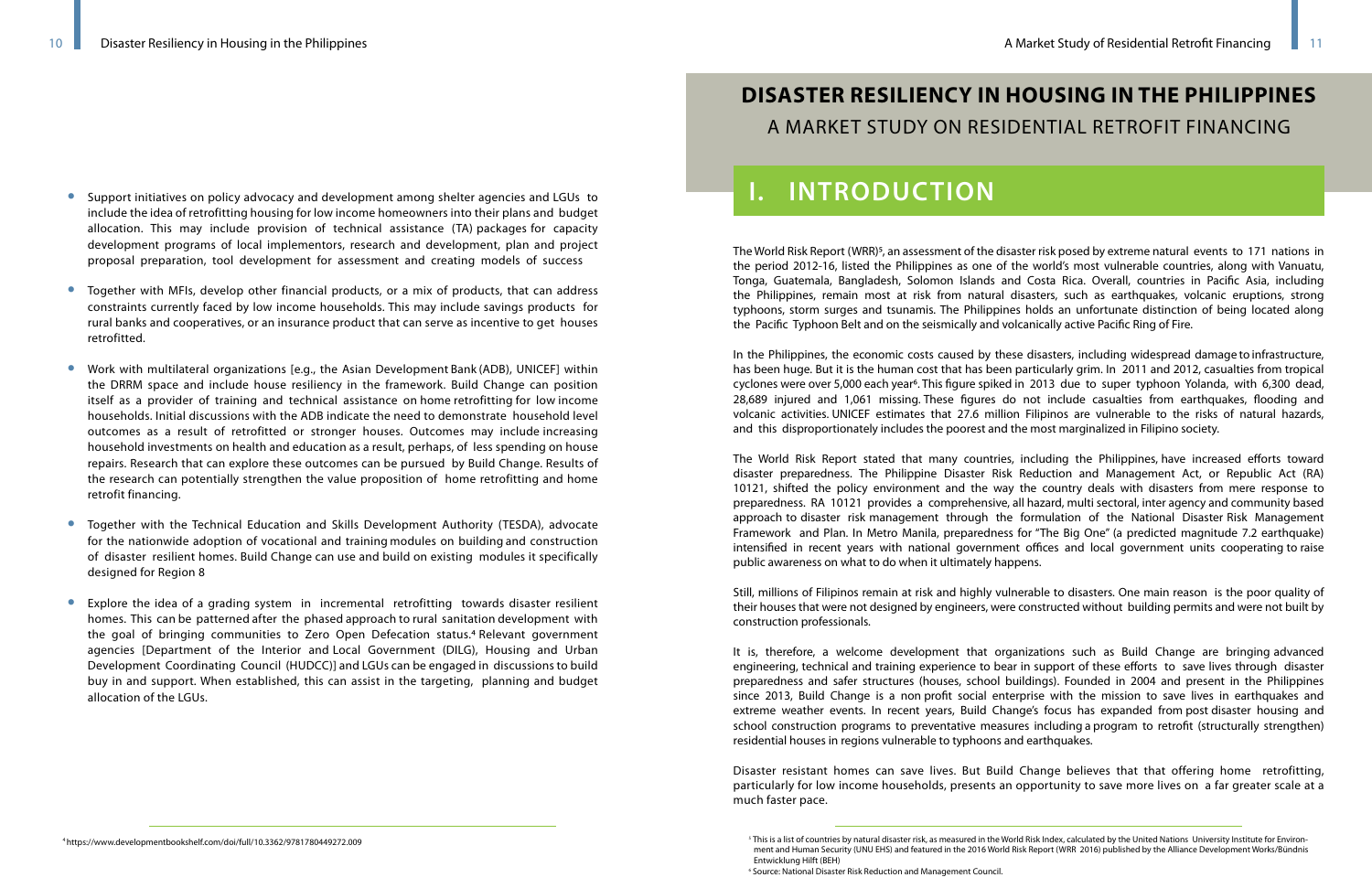- Support initiatives on policy advocacy and development among shelter agencies and LGUs to include the idea of retrofitting housing for low income homeowners into their plans and budget allocation. This may include provision of technical assistance (TA) packages for capacity development programs of local implementors, research and development, plan and project proposal preparation, tool development for assessment and creating models of success

- Together with MFIs, develop other financial products, or a mix of products, that can address constraints currently faced by low income households. This may include savings products for rural banks and cooperatives, or an insurance product that can serve as incentive to get houses retrofitted.

- Work with multilateral organizations [e.g., the Asian Development Bank (ADB), UNICEF] within the DRRM space and include house resiliency in the framework. Build Change can position itself as a provider of training and technical assistance on home retrofitting for low income households. Initial discussions with the ADB indicate the need to demonstrate household level outcomes as a result of retrofitted or stronger houses. Outcomes may include increasing household investments on health and education as a result, perhaps, of less spending on house repairs. Research that can explore these outcomes can be pursued by Build Change. Results of the research can potentially strengthen the value proposition of home retrofitting and home retrofit financing.

- Together with the Technical Education and Skills Development Authority (TESDA), advocate for the nationwide adoption of vocational and training modules on building and construction of disaster resilient homes. Build Change can use and build on existing modules it specifically designed for Region 8

- Explore the idea of a grading system in incremental retrofitting towards disaster resilient homes. This can be patterned after the phased approach to rural sanitation development with the goal of bringing communities to Zero Open Defecation status.[4] Relevant government agencies [Department of the Interior and Local Government (DILG), Housing and Urban Development Coordinating Council (HUDCC)] and LGUs can be engaged in discussions to build buy in and support. When established, this can assist in the targeting, planning and budget allocation of the LGUs.

[4] https://www.developmentbookshelf.com/doi/full/10.3362/9781780449272.009

# DISASTER RESILIENCY IN HOUSING IN THE PHILIPPINES

## A MARKET STUDY ON RESIDENTIAL RETROFIT FINANCING

## I. INTRODUCTION

The World Risk Report (WRR)[5], an assessment of the disaster risk posed by extreme natural events to 171 nations in the period 2012-16, listed the Philippines as one of the world's most vulnerable countries, along with Vanuatu, Tonga, Guatemala, Bangladesh, Solomon Islands and Costa Rica. Overall, countries in Pacific Asia, including the Philippines, remain most at risk from natural disasters, such as earthquakes, volcanic eruptions, strong typhoons, storm surges and tsunamis. The Philippines holds an unfortunate distinction of being located along the Pacific Typhoon Belt and on the seismically and volcanically active Pacific Ring of Fire.

In the Philippines, the economic costs caused by these disasters, including widespread damage to infrastructure, has been huge. But it is the human cost that has been particularly grim. In 2011 and 2012, casualties from tropical cyclones were over 5,000 each year[6]. This figure spiked in 2013 due to super typhoon Yolanda, with 6,300 dead, 28,689 injured and 1,061 missing. These figures do not include casualties from earthquakes, flooding and volcanic activities. UNICEF estimates that 27.6 million Filipinos are vulnerable to the risks of natural hazards, and this disproportionately includes the poorest and the most marginalized in Filipino society.

The World Risk Report stated that many countries, including the Philippines, have increased efforts toward disaster preparedness. The Philippine Disaster Risk Reduction and Management Act, or Republic Act (RA) 10121, shifted the policy environment and the way the country deals with disasters from mere response to preparedness. RA 10121 provides a comprehensive, all hazard, multi sectoral, inter agency and community based approach to disaster risk management through the formulation of the National Disaster Risk Management Framework and Plan. In Metro Manila, preparedness for "The Big One" (a predicted magnitude 7.2 earthquake) intensified in recent years with national government offices and local government units cooperating to raise public awareness on what to do when it ultimately happens.

Still, millions of Filipinos remain at risk and highly vulnerable to disasters. One main reason is the poor quality of their houses that were not designed by engineers, were constructed without building permits and were not built by construction professionals.

It is, therefore, a welcome development that organizations such as Build Change are bringing advanced engineering, technical and training experience to bear in support of these efforts to save lives through disaster preparedness and safer structures (houses, school buildings). Founded in 2004 and present in the Philippines since 2013, Build Change is a non profit social enterprise with the mission to save lives in earthquakes and extreme weather events. In recent years, Build Change's focus has expanded from post disaster housing and school construction programs to preventative measures including a program to retrofit (structurally strengthen) residential houses in regions vulnerable to typhoons and earthquakes.

Disaster resistant homes can save lives. But Build Change believes that that offering home retrofitting, particularly for low income households, presents an opportunity to save more lives on a far greater scale at a much faster pace.

[5] This is a list of countries by natural disaster risk, as measured in the World Risk Index, calculated by the United Nations University Institute for Environment and Human Security (UNU EHS) and featured in the 2016 World Risk Report (WRR 2016) published by the Alliance Development Works/Bündnis Entwicklung Hilft (BEH)

[6] Source: National Disaster Risk Reduction and Management Council.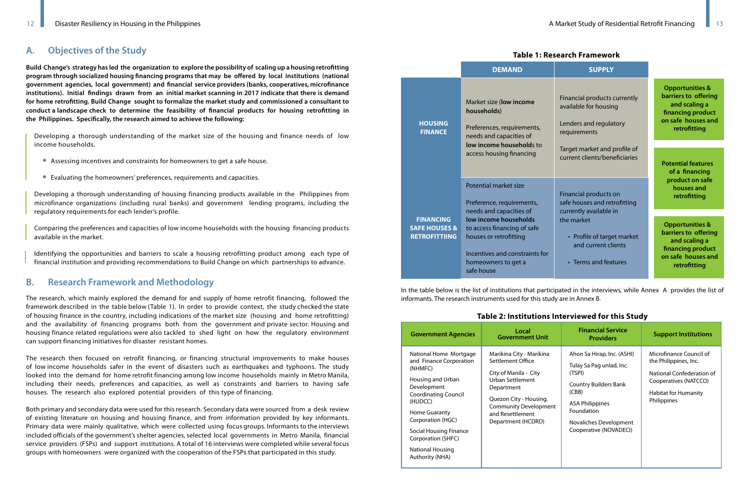## A. Objectives of the Study

**Build Change's strategy has led the organization to explore the possibility of scaling up a housing retrofitting program through socialized housing financing programs that may be offered by local institutions (national government agencies, local government) and financial service providers (banks, cooperatives, microfinance institutions). Initial findings drawn from an initial market scanning in 2017 indicate that there is demand for home retrofitting. Build Change sought to formalize the market study and commissioned a consultant to conduct a landscape check to determine the feasibility of financial products for housing retrofitting in the Philippines. Specifically, the research aimed to achieve the following:**

Developing a thorough understanding of the market size of the housing and finance needs of low income households.

- Assessing incentives and constraints for homeowners to get a safe house.
- Evaluating the homeowners' preferences, requirements and capacities.

Developing a thorough understanding of housing financing products available in the Philippines from microfinance organizations (including rural banks) and government lending programs, including the regulatory requirements for each lender's profile.

Comparing the preferences and capacities of low income households with the housing financing products available in the market.

Identifying the opportunities and barriers to scale a housing retrofitting product among each type of financial institution and providing recommendations to Build Change on which partnerships to advance.

## B. Research Framework and Methodology

The research, which mainly explored the demand for and supply of home retrofit financing, followed the framework described in the table below (Table 1). In order to provide context, the study checked the state of housing finance in the country, including indications of the market size (housing and home retrofitting) and the availability of financing programs both from the government and private sector. Housing and housing finance related regulations were also tackled to shed light on how the regulatory environment can support financing initiatives for disaster resistant homes.

The research then focused on retrofit financing, or financing structural improvements to make houses of low income households safer in the event of disasters such as earthquakes and typhoons. The study looked into the demand for home retrofit financing among low income households mainly in Metro Manila, including their needs, preferences and capacities, as well as constraints and barriers to having safe houses. The research also explored potential providers of this type of financing.

Both primary and secondary data were used for this research. Secondary data were sourced from a desk review of existing literature on housing and housing finance, and from information provided by key informants. Primary data were mainly qualitative, which were collected using focus groups. Informants to the interviews included officials of the government's shelter agencies, selected local governments in Metro Manila, financial service providers (FSPs) and support institutions. A total of 16 interviews were completed while several focus groups with homeowners were organized with the cooperation of the FSPs that participated in this study.

**Table 1: Research Framework**

| | DEMAND | SUPPLY | |
|---|---|---|---|
| **HOUSING FINANCE** | Market size (**low income households**)<br><br>Preferences, requirements, needs and capacities of **low income households** to access housing financing | Financial products currently available for housing<br><br>Lenders and regulatory requirements<br><br>Target market and profile of current clients/beneficiaries | **Opportunities & barriers to offering and scaling a financing product on safe houses and retrofitting**<br><br>**Potential features of a financing product on safe houses and retrofitting** |
| **FINANCING SAFE HOUSES & RETROFITTIING** | Potential market size<br><br>Preference, requirements, needs and capacities of **low income households** to access financing of safe houses or retrofitting<br><br>Incentives and constraints for homeowners to get a safe house | Financial products on safe houses and retrofitting currently available in the market<br>• Profile of target market and current clients<br>• Terms and features | **Opportunities & barriers to offering and scaling a financing product on safe houses and retrofitting** |

In the table below is the list of institutions that participated in the interviews, while Annex A provides the list of informants. The research instruments used for this study are in Annex B.

**Table 2: Institutions Interviewed for this Study**

| Government Agencies | Local Government Unit | Financial Service Providers | Support Institutions |
|---|---|---|---|
| National Home Mortgage and Finance Corporation (NHMFC)<br><br>Housing and Urban Development Coordinating Council (HUDCC)<br><br>Home Guaranty Corporation (HGC)<br><br>Social Housing Finance Corporation (SHFC)<br><br>National Housing Authority (NHA) | Marikina City - Marikina Settlement Office<br><br>City of Manila - City Urban Settlement Department<br><br>Quezon City - Housing, Community Development and Resettlement Department (HCDRD) | Ahon Sa Hirap, Inc. (ASHI)<br><br>Tulay Sa Pag unlad, Inc. (TSPI)<br><br>Country Builders Bank (CBB)<br><br>ASA Philippines Foundation<br><br>Novaliches Development Cooperative (NOVADECI) | Microfinance Council of the Philippines, Inc.<br><br>National Confederation of Cooperatives (NATCCO)<br><br>Habitat for Humanity Philippines |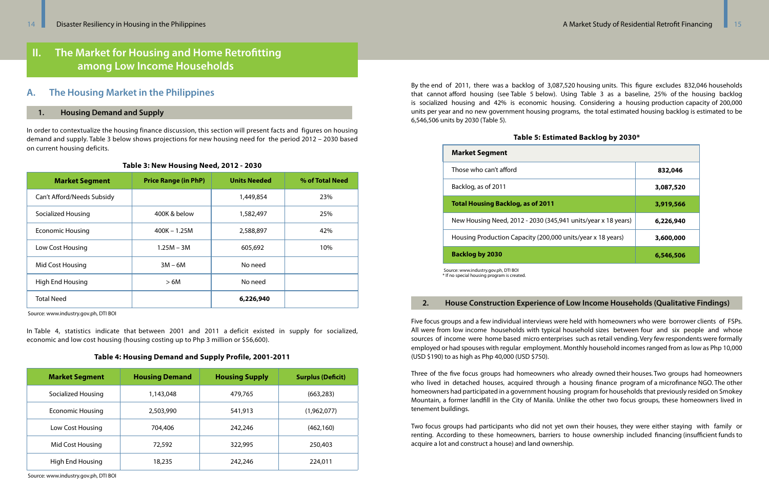## II. The Market for Housing and Home Retrofitting among Low Income Households

### A. The Housing Market in the Philippines

#### 1. Housing Demand and Supply

In order to contextualize the housing finance discussion, this section will present facts and figures on housing demand and supply. Table 3 below shows projections for new housing need for the period 2012 – 2030 based on current housing deficits.

**Table 3: New Housing Need, 2012 - 2030**

| Market Segment | Price Range (in PhP) | Units Needed | % of Total Need |
|---|---|---|---|
| Can't Afford/Needs Subsidy | | 1,449,854 | 23% |
| Socialized Housing | 400K & below | 1,582,497 | 25% |
| Economic Housing | 400K – 1.25M | 2,588,897 | 42% |
| Low Cost Housing | 1.25M – 3M | 605,692 | 10% |
| Mid Cost Housing | 3M – 6M | No need | |
| High End Housing | > 6M | No need | |
| Total Need | | **6,226,940** | |

Source: www.industry.gov.ph, DTI BOI

In Table 4, statistics indicate that between 2001 and 2011 a deficit existed in supply for socialized, economic and low cost housing (housing costing up to Php 3 million or $56,600).

**Table 4: Housing Demand and Supply Profile, 2001-2011**

| Market Segment | Housing Demand | Housing Supply | Surplus (Deficit) |
|---|---|---|---|
| Socialized Housing | 1,143,048 | 479,765 | (663,283) |
| Economic Housing | 2,503,990 | 541,913 | (1,962,077) |
| Low Cost Housing | 704,406 | 242,246 | (462,160) |
| Mid Cost Housing | 72,592 | 322,995 | 250,403 |
| High End Housing | 18,235 | 242,246 | 224,011 |

Source: www.industry.gov.ph, DTI BOI

By the end of 2011, there was a backlog of 3,087,520 housing units. This figure excludes 832,046 households that cannot afford housing (see Table 5 below). Using Table 3 as a baseline, 25% of the housing backlog is socialized housing and 42% is economic housing. Considering a housing production capacity of 200,000 units per year and no new government housing programs, the total estimated housing backlog is estimated to be 6,546,506 units by 2030 (Table 5).

**Table 5: Estimated Backlog by 2030***

| Market Segment | |
|---|---|
| Those who can't afford | **832,046** |
| Backlog, as of 2011 | **3,087,520** |
| **Total Housing Backlog, as of 2011** | **3,919,566** |
| New Housing Need, 2012 - 2030 (345,941 units/year x 18 years) | **6,226,940** |
| Housing Production Capacity (200,000 units/year x 18 years) | **3,600,000** |
| **Backlog by 2030** | **6,546,506** |

Source: www.industry.gov.ph, DTI BOI
* If no special housing program is created.

#### 2. House Construction Experience of Low Income Households (Qualitative Findings)

Five focus groups and a few individual interviews were held with homeowners who were borrower clients of FSPs. All were from low income households with typical household sizes between four and six people and whose sources of income were home based micro enterprises such as retail vending. Very few respondents were formally employed or had spouses with regular employment. Monthly household incomes ranged from as low as Php 10,000 (USD $190) to as high as Php 40,000 (USD $750).

Three of the five focus groups had homeowners who already owned their houses. Two groups had homeowners who lived in detached houses, acquired through a housing finance program of a microfinance NGO. The other homeowners had participated in a government housing program for households that previously resided on Smokey Mountain, a former landfill in the City of Manila. Unlike the other two focus groups, these homeowners lived in tenement buildings.

Two focus groups had participants who did not yet own their houses, they were either staying with family or renting. According to these homeowners, barriers to house ownership included financing (insufficient funds to acquire a lot and construct a house) and land ownership.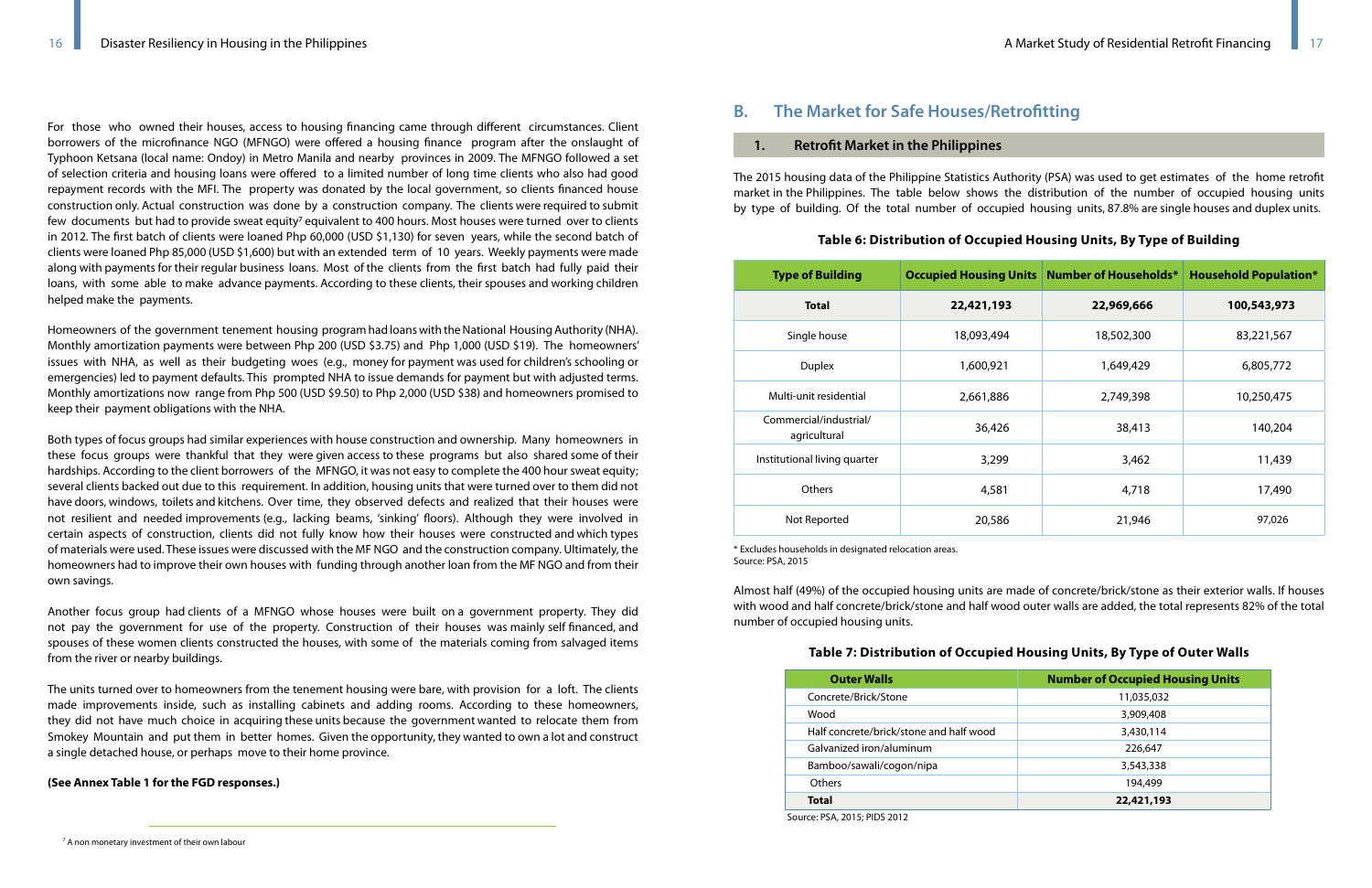For those who owned their houses, access to housing financing came through different circumstances. Client borrowers of the microfinance NGO (MFNGO) were offered a housing finance program after the onslaught of Typhoon Ketsana (local name: Ondoy) in Metro Manila and nearby provinces in 2009. The MFNGO followed a set of selection criteria and housing loans were offered to a limited number of long time clients who also had good repayment records with the MFI. The property was donated by the local government, so clients financed house construction only. Actual construction was done by a construction company. The clients were required to submit few documents but had to provide sweat equity[7] equivalent to 400 hours. Most houses were turned over to clients in 2012. The first batch of clients were loaned Php 60,000 (USD $1,130) for seven years, while the second batch of clients were loaned Php 85,000 (USD $1,600) but with an extended term of 10 years. Weekly payments were made along with payments for their regular business loans. Most of the clients from the first batch had fully paid their loans, with some able to make advance payments. According to these clients, their spouses and working children helped make the payments.

Homeowners of the government tenement housing program had loans with the National Housing Authority (NHA). Monthly amortization payments were between Php 200 (USD $3.75) and Php 1,000 (USD $19). The homeowners' issues with NHA, as well as their budgeting woes (e.g., money for payment was used for children's schooling or emergencies) led to payment defaults. This prompted NHA to issue demands for payment but with adjusted terms. Monthly amortizations now range from Php 500 (USD $9.50) to Php 2,000 (USD $38) and homeowners promised to keep their payment obligations with the NHA.

Both types of focus groups had similar experiences with house construction and ownership. Many homeowners in these focus groups were thankful that they were given access to these programs but also shared some of their hardships. According to the client borrowers of the MFNGO, it was not easy to complete the 400 hour sweat equity; several clients backed out due to this requirement. In addition, housing units that were turned over to them did not have doors, windows, toilets and kitchens. Over time, they observed defects and realized that their houses were not resilient and needed improvements (e.g., lacking beams, 'sinking' floors). Although they were involved in certain aspects of construction, clients did not fully know how their houses were constructed and which types of materials were used. These issues were discussed with the MF NGO and the construction company. Ultimately, the homeowners had to improve their own houses with funding through another loan from the MF NGO and from their own savings.

Another focus group had clients of a MFNGO whose houses were built on a government property. They did not pay the government for use of the property. Construction of their houses was mainly self financed, and spouses of these women clients constructed the houses, with some of the materials coming from salvaged items from the river or nearby buildings.

The units turned over to homeowners from the tenement housing were bare, with provision for a loft. The clients made improvements inside, such as installing cabinets and adding rooms. According to these homeowners, they did not have much choice in acquiring these units because the government wanted to relocate them from Smokey Mountain and put them in better homes. Given the opportunity, they wanted to own a lot and construct a single detached house, or perhaps move to their home province.

**(See Annex Table 1 for the FGD responses.)**

[7] A non monetary investment of their own labour

## B. The Market for Safe Houses/Retrofitting

### 1. Retrofit Market in the Philippines

The 2015 housing data of the Philippine Statistics Authority (PSA) was used to get estimates of the home retrofit market in the Philippines. The table below shows the distribution of the number of occupied housing units by type of building. Of the total number of occupied housing units, 87.8% are single houses and duplex units.

**Table 6: Distribution of Occupied Housing Units, By Type of Building**

| Type of Building | Occupied Housing Units | Number of Households* | Household Population* |
|---|---|---|---|
| **Total** | **22,421,193** | **22,969,666** | **100,543,973** |
| Single house | 18,093,494 | 18,502,300 | 83,221,567 |
| Duplex | 1,600,921 | 1,649,429 | 6,805,772 |
| Multi-unit residential | 2,661,886 | 2,749,398 | 10,250,475 |
| Commercial/industrial/ agricultural | 36,426 | 38,413 | 140,204 |
| Institutional living quarter | 3,299 | 3,462 | 11,439 |
| Others | 4,581 | 4,718 | 17,490 |
| Not Reported | 20,586 | 21,946 | 97,026 |

\* Excludes households in designated relocation areas.
Source: PSA, 2015

Almost half (49%) of the occupied housing units are made of concrete/brick/stone as their exterior walls. If houses with wood and half concrete/brick/stone and half wood outer walls are added, the total represents 82% of the total number of occupied housing units.

**Table 7: Distribution of Occupied Housing Units, By Type of Outer Walls**

| Outer Walls | Number of Occupied Housing Units |
|---|---|
| Concrete/Brick/Stone | 11,035,032 |
| Wood | 3,909,408 |
| Half concrete/brick/stone and half wood | 3,430,114 |
| Galvanized iron/aluminum | 226,647 |
| Bamboo/sawali/cogon/nipa | 3,543,338 |
| Others | 194,499 |
| **Total** | **22,421,193** |

Source: PSA, 2015; PIDS 2012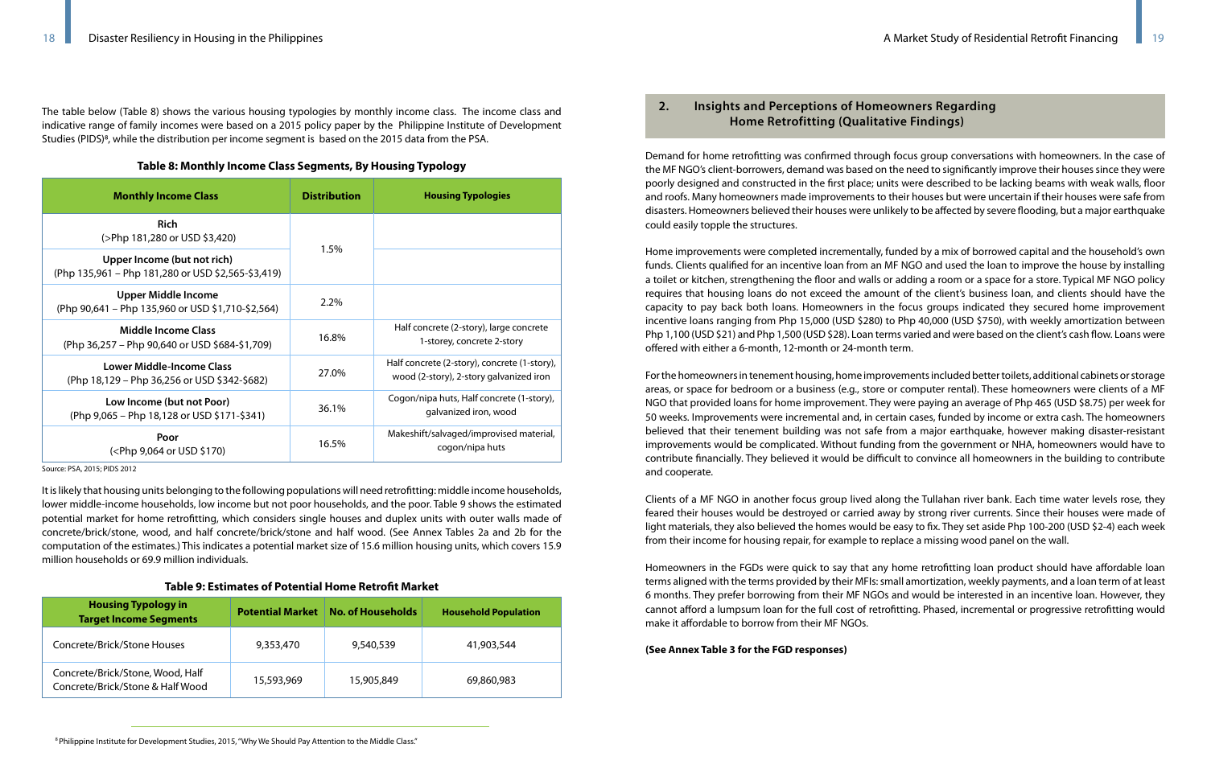The table below (Table 8) shows the various housing typologies by monthly income class. The income class and indicative range of family incomes were based on a 2015 policy paper by the Philippine Institute of Development Studies (PIDS)[8], while the distribution per income segment is based on the 2015 data from the PSA.

**Table 8: Monthly Income Class Segments, By Housing Typology**

| Monthly Income Class | Distribution | Housing Typologies |
|---|---|---|
| **Rich** (>Php 181,280 or USD $3,420) | 1.5% | |
| **Upper Income (but not rich)** (Php 135,961 – Php 181,280 or USD $2,565-$3,419) | | |
| **Upper Middle Income** (Php 90,641 – Php 135,960 or USD $1,710-$2,564) | 2.2% | |
| **Middle Income Class** (Php 36,257 – Php 90,640 or USD $684-$1,709) | 16.8% | Half concrete (2-story), large concrete 1-storey, concrete 2-story |
| **Lower Middle-Income Class** (Php 18,129 – Php 36,256 or USD $342-$682) | 27.0% | Half concrete (2-story), concrete (1-story), wood (2-story), 2-story galvanized iron |
| **Low Income (but not Poor)** (Php 9,065 – Php 18,128 or USD $171-$341) | 36.1% | Cogon/nipa huts, Half concrete (1-story), galvanized iron, wood |
| **Poor** (<Php 9,064 or USD $170) | 16.5% | Makeshift/salvaged/improvised material, cogon/nipa huts |

Source: PSA, 2015; PIDS 2012

It is likely that housing units belonging to the following populations will need retrofitting: middle income households, lower middle-income households, low income but not poor households, and the poor. Table 9 shows the estimated potential market for home retrofitting, which considers single houses and duplex units with outer walls made of concrete/brick/stone, wood, and half concrete/brick/stone and half wood. (See Annex Tables 2a and 2b for the computation of the estimates.) This indicates a potential market size of 15.6 million housing units, which covers 15.9 million households or 69.9 million individuals.

**Table 9: Estimates of Potential Home Retrofit Market**

| Housing Typology in Target Income Segments | Potential Market | No. of Households | Household Population |
|---|---|---|---|
| Concrete/Brick/Stone Houses | 9,353,470 | 9,540,539 | 41,903,544 |
| Concrete/Brick/Stone, Wood, Half Concrete/Brick/Stone & Half Wood | 15,593,969 | 15,905,849 | 69,860,983 |

[8] Philippine Institute for Development Studies, 2015, "Why We Should Pay Attention to the Middle Class."

## 2. Insights and Perceptions of Homeowners Regarding Home Retrofitting (Qualitative Findings)

Demand for home retrofitting was confirmed through focus group conversations with homeowners. In the case of the MF NGO's client-borrowers, demand was based on the need to significantly improve their houses since they were poorly designed and constructed in the first place; units were described to be lacking beams with weak walls, floor and roofs. Many homeowners made improvements to their houses but were uncertain if their houses were safe from disasters. Homeowners believed their houses were unlikely to be affected by severe flooding, but a major earthquake could easily topple the structures.

Home improvements were completed incrementally, funded by a mix of borrowed capital and the household's own funds. Clients qualified for an incentive loan from an MF NGO and used the loan to improve the house by installing a toilet or kitchen, strengthening the floor and walls or adding a room or a space for a store. Typical MF NGO policy requires that housing loans do not exceed the amount of the client's business loan, and clients should have the capacity to pay back both loans. Homeowners in the focus groups indicated they secured home improvement incentive loans ranging from Php 15,000 (USD $280) to Php 40,000 (USD $750), with weekly amortization between Php 1,100 (USD $21) and Php 1,500 (USD $28). Loan terms varied and were based on the client's cash flow. Loans were offered with either a 6-month, 12-month or 24-month term.

For the homeowners in tenement housing, home improvements included better toilets, additional cabinets or storage areas, or space for bedroom or a business (e.g., store or computer rental). These homeowners were clients of a MF NGO that provided loans for home improvement. They were paying an average of Php 465 (USD $8.75) per week for 50 weeks. Improvements were incremental and, in certain cases, funded by income or extra cash. The homeowners believed that their tenement building was not safe from a major earthquake, however making disaster-resistant improvements would be complicated. Without funding from the government or NHA, homeowners would have to contribute financially. They believed it would be difficult to convince all homeowners in the building to contribute and cooperate.

Clients of a MF NGO in another focus group lived along the Tullahan river bank. Each time water levels rose, they feared their houses would be destroyed or carried away by strong river currents. Since their houses were made of light materials, they also believed the homes would be easy to fix. They set aside Php 100-200 (USD $2-4) each week from their income for housing repair, for example to replace a missing wood panel on the wall.

Homeowners in the FGDs were quick to say that any home retrofitting loan product should have affordable loan terms aligned with the terms provided by their MFIs: small amortization, weekly payments, and a loan term of at least 6 months. They prefer borrowing from their MF NGOs and would be interested in an incentive loan. However, they cannot afford a lumpsum loan for the full cost of retrofitting. Phased, incremental or progressive retrofitting would make it affordable to borrow from their MF NGOs.

**(See Annex Table 3 for the FGD responses)**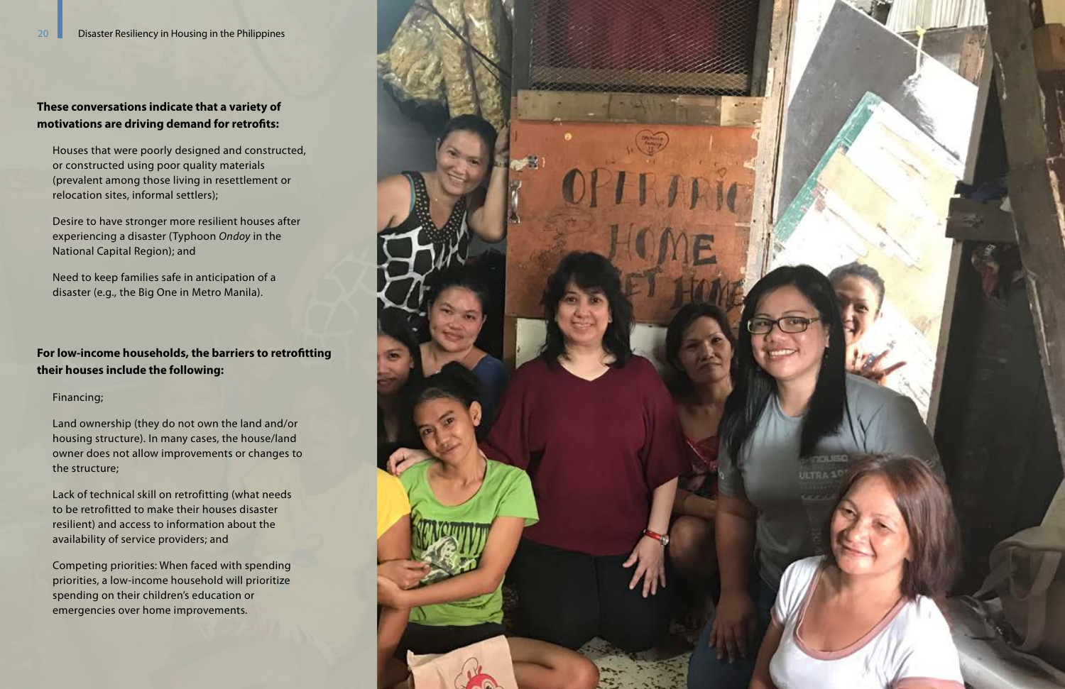**These conversations indicate that a variety of motivations are driving demand for retrofits:**

Houses that were poorly designed and constructed, or constructed using poor quality materials (prevalent among those living in resettlement or relocation sites, informal settlers);

Desire to have stronger more resilient houses after experiencing a disaster (Typhoon *Ondoy* in the National Capital Region); and

Need to keep families safe in anticipation of a disaster (e.g., the Big One in Metro Manila).

**For low-income households, the barriers to retrofitting their houses include the following:**

Financing;

Land ownership (they do not own the land and/or housing structure). In many cases, the house/land owner does not allow improvements or changes to the structure;

Lack of technical skill on retrofitting (what needs to be retrofitted to make their houses disaster resilient) and access to information about the availability of service providers; and

Competing priorities: When faced with spending priorities, a low-income household will prioritize spending on their children's education or emergencies over home improvements.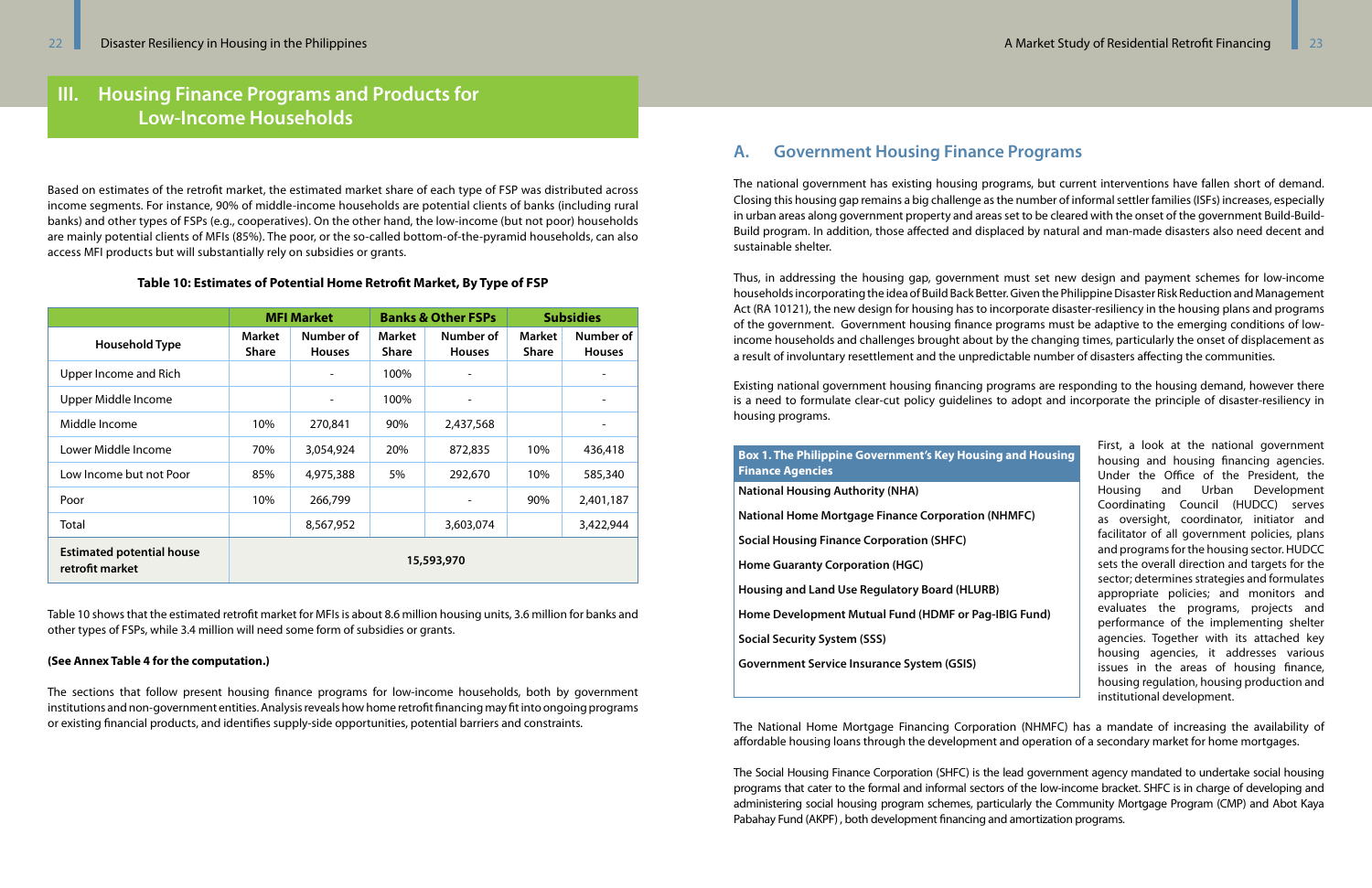# III. Housing Finance Programs and Products for Low-Income Households

Based on estimates of the retrofit market, the estimated market share of each type of FSP was distributed across income segments. For instance, 90% of middle-income households are potential clients of banks (including rural banks) and other types of FSPs (e.g., cooperatives). On the other hand, the low-income (but not poor) households are mainly potential clients of MFIs (85%). The poor, or the so-called bottom-of-the-pyramid households, can also access MFI products but will substantially rely on subsidies or grants.

**Table 10: Estimates of Potential Home Retrofit Market, By Type of FSP**

| | MFI Market | | Banks & Other FSPs | | Subsidies | |
|---|---|---|---|---|---|---|
| Household Type | Market Share | Number of Houses | Market Share | Number of Houses | Market Share | Number of Houses |
| Upper Income and Rich | | - | 100% | - | | - |
| Upper Middle Income | | - | 100% | - | | - |
| Middle Income | 10% | 270,841 | 90% | 2,437,568 | | - |
| Lower Middle Income | 70% | 3,054,924 | 20% | 872,835 | 10% | 436,418 |
| Low Income but not Poor | 85% | 4,975,388 | 5% | 292,670 | 10% | 585,340 |
| Poor | 10% | 266,799 | | - | 90% | 2,401,187 |
| Total | | 8,567,952 | | 3,603,074 | | 3,422,944 |
| **Estimated potential house retrofit market** | 15,593,970 | | | | | |

Table 10 shows that the estimated retrofit market for MFIs is about 8.6 million housing units, 3.6 million for banks and other types of FSPs, while 3.4 million will need some form of subsidies or grants.

**(See Annex Table 4 for the computation.)**

The sections that follow present housing finance programs for low-income households, both by government institutions and non-government entities. Analysis reveals how home retrofit financing may fit into ongoing programs or existing financial products, and identifies supply-side opportunities, potential barriers and constraints.

## A. Government Housing Finance Programs

The national government has existing housing programs, but current interventions have fallen short of demand. Closing this housing gap remains a big challenge as the number of informal settler families (ISFs) increases, especially in urban areas along government property and areas set to be cleared with the onset of the government Build-Build-Build program. In addition, those affected and displaced by natural and man-made disasters also need decent and sustainable shelter.

Thus, in addressing the housing gap, government must set new design and payment schemes for low-income households incorporating the idea of Build Back Better. Given the Philippine Disaster Risk Reduction and Management Act (RA 10121), the new design for housing has to incorporate disaster-resiliency in the housing plans and programs of the government. Government housing finance programs must be adaptive to the emerging conditions of low-income households and challenges brought about by the changing times, particularly the onset of displacement as a result of involuntary resettlement and the unpredictable number of disasters affecting the communities.

Existing national government housing financing programs are responding to the housing demand, however there is a need to formulate clear-cut policy guidelines to adopt and incorporate the principle of disaster-resiliency in housing programs.

**Box 1. The Philippine Government's Key Housing and Housing Finance Agencies**

**National Housing Authority (NHA)**

**National Home Mortgage Finance Corporation (NHMFC)**

**Social Housing Finance Corporation (SHFC)**

**Home Guaranty Corporation (HGC)**

**Housing and Land Use Regulatory Board (HLURB)**

**Home Development Mutual Fund (HDMF or Pag-IBIG Fund)**

**Social Security System (SSS)**

**Government Service Insurance System (GSIS)**

First, a look at the national government housing and housing financing agencies. Under the Office of the President, the Housing and Urban Development Coordinating Council (HUDCC) serves as oversight, coordinator, initiator and facilitator of all government policies, plans and programs for the housing sector. HUDCC sets the overall direction and targets for the sector; determines strategies and formulates appropriate policies; and monitors and evaluates the programs, projects and performance of the implementing shelter agencies. Together with its attached key housing agencies, it addresses various issues in the areas of housing finance, housing regulation, housing production and institutional development.

The National Home Mortgage Financing Corporation (NHMFC) has a mandate of increasing the availability of affordable housing loans through the development and operation of a secondary market for home mortgages.

The Social Housing Finance Corporation (SHFC) is the lead government agency mandated to undertake social housing programs that cater to the formal and informal sectors of the low-income bracket. SHFC is in charge of developing and administering social housing program schemes, particularly the Community Mortgage Program (CMP) and Abot Kaya Pabahay Fund (AKPF) , both development financing and amortization programs.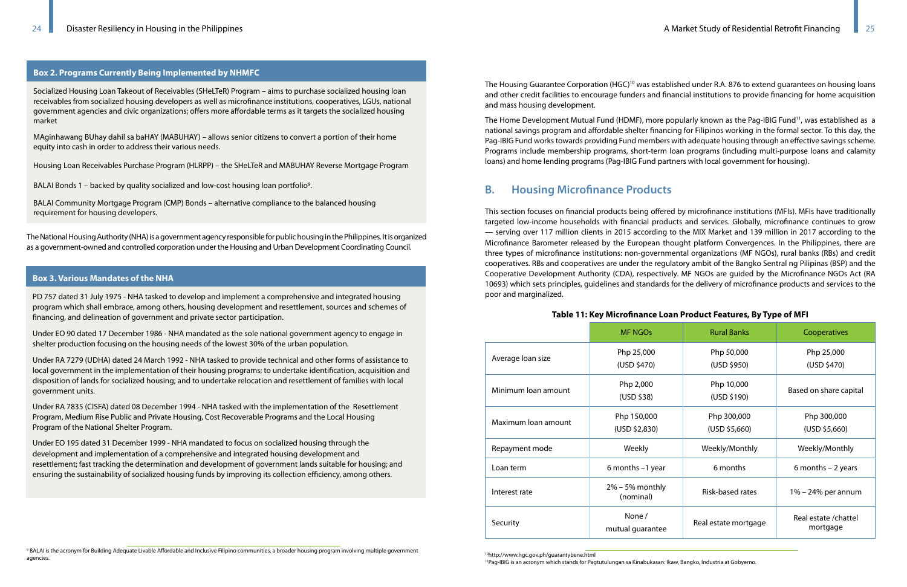### Box 2. Programs Currently Being Implemented by NHMFC

Socialized Housing Loan Takeout of Receivables (SHeLTeR) Program – aims to purchase socialized housing loan receivables from socialized housing developers as well as microfinance institutions, cooperatives, LGUs, national government agencies and civic organizations; offers more affordable terms as it targets the socialized housing market

MAginhawang BUhay dahil sa baHAY (MABUHAY) – allows senior citizens to convert a portion of their home equity into cash in order to address their various needs.

Housing Loan Receivables Purchase Program (HLRPP) – the SHeLTeR and MABUHAY Reverse Mortgage Program

BALAI Bonds 1 – backed by quality socialized and low-cost housing loan portfolio[9].

BALAI Community Mortgage Program (CMP) Bonds – alternative compliance to the balanced housing requirement for housing developers.

The National Housing Authority (NHA) is a government agency responsible for public housing in the Philippines. It is organized as a government-owned and controlled corporation under the Housing and Urban Development Coordinating Council.

### Box 3. Various Mandates of the NHA

PD 757 dated 31 July 1975 - NHA tasked to develop and implement a comprehensive and integrated housing program which shall embrace, among others, housing development and resettlement, sources and schemes of financing, and delineation of government and private sector participation.

Under EO 90 dated 17 December 1986 - NHA mandated as the sole national government agency to engage in shelter production focusing on the housing needs of the lowest 30% of the urban population.

Under RA 7279 (UDHA) dated 24 March 1992 - NHA tasked to provide technical and other forms of assistance to local government in the implementation of their housing programs; to undertake identification, acquisition and disposition of lands for socialized housing; and to undertake relocation and resettlement of families with local government units.

Under RA 7835 (CISFA) dated 08 December 1994 - NHA tasked with the implementation of the Resettlement Program, Medium Rise Public and Private Housing, Cost Recoverable Programs and the Local Housing Program of the National Shelter Program.

Under EO 195 dated 31 December 1999 - NHA mandated to focus on socialized housing through the development and implementation of a comprehensive and integrated housing development and resettlement; fast tracking the determination and development of government lands suitable for housing; and ensuring the sustainability of socialized housing funds by improving its collection efficiency, among others.

[9] BALAI is the acronym for Building Adequate Livable Affordable and Inclusive Filipino communities, a broader housing program involving multiple government agencies.

The Housing Guarantee Corporation (HGC)[10] was established under R.A. 876 to extend guarantees on housing loans and other credit facilities to encourage funders and financial institutions to provide financing for home acquisition and mass housing development.

The Home Development Mutual Fund (HDMF), more popularly known as the Pag-IBIG Fund[11], was established as a national savings program and affordable shelter financing for Filipinos working in the formal sector. To this day, the Pag-IBIG Fund works towards providing Fund members with adequate housing through an effective savings scheme. Programs include membership programs, short-term loan programs (including multi-purpose loans and calamity loans) and home lending programs (Pag-IBIG Fund partners with local government for housing).

## B. Housing Microfinance Products

This section focuses on financial products being offered by microfinance institutions (MFIs). MFIs have traditionally targeted low-income households with financial products and services. Globally, microfinance continues to grow — serving over 117 million clients in 2015 according to the MIX Market and 139 million in 2017 according to the Microfinance Barometer released by the European thought platform Convergences. In the Philippines, there are three types of microfinance institutions: non-governmental organizations (MF NGOs), rural banks (RBs) and credit cooperatives. RBs and cooperatives are under the regulatory ambit of the Bangko Sentral ng Pilipinas (BSP) and the Cooperative Development Authority (CDA), respectively. MF NGOs are guided by the Microfinance NGOs Act (RA 10693) which sets principles, guidelines and standards for the delivery of microfinance products and services to the poor and marginalized.

**Table 11: Key Microfinance Loan Product Features, By Type of MFI**

| | MF NGOs | Rural Banks | Cooperatives |
|---|---|---|---|
| Average loan size | Php 25,000 (USD $470) | Php 50,000 (USD $950) | Php 25,000 (USD $470) |
| Minimum loan amount | Php 2,000 (USD $38) | Php 10,000 (USD $190) | Based on share capital |
| Maximum loan amount | Php 150,000 (USD $2,830) | Php 300,000 (USD $5,660) | Php 300,000 (USD $5,660) |
| Repayment mode | Weekly | Weekly/Monthly | Weekly/Monthly |
| Loan term | 6 months –1 year | 6 months | 6 months – 2 years |
| Interest rate | 2% – 5% monthly (nominal) | Risk-based rates | 1% – 24% per annum |
| Security | None / mutual guarantee | Real estate mortgage | Real estate /chattel mortgage |

[10] http://www.hgc.gov.ph/guarantybene.html

[11] Pag-IBIG is an acronym which stands for Pagtutulungan sa Kinabukasan: Ikaw, Bangko, Industria at Gobyerno.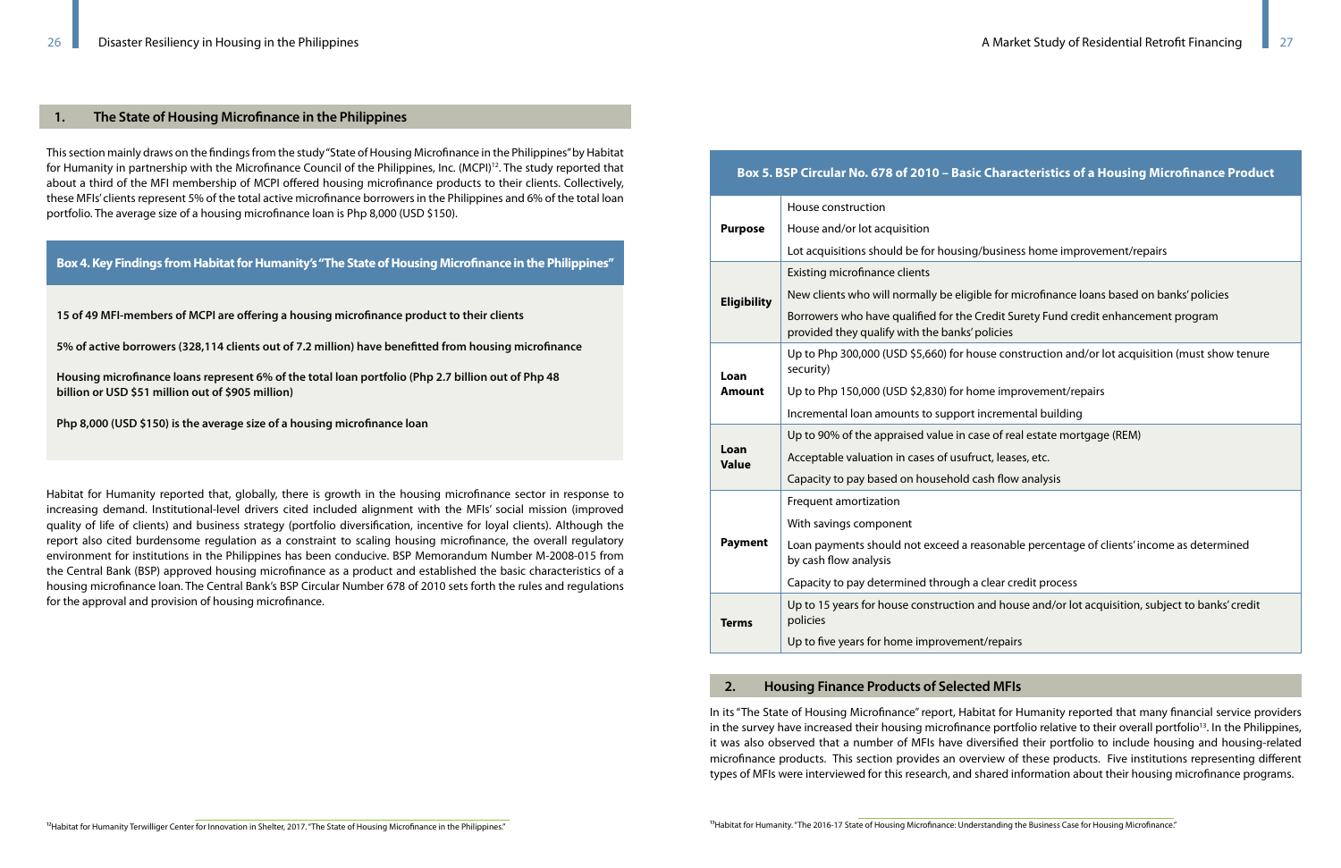## 1. The State of Housing Microfinance in the Philippines

This section mainly draws on the findings from the study "State of Housing Microfinance in the Philippines" by Habitat for Humanity in partnership with the Microfinance Council of the Philippines, Inc. (MCPI)[12]. The study reported that about a third of the MFI membership of MCPI offered housing microfinance products to their clients. Collectively, these MFIs' clients represent 5% of the total active microfinance borrowers in the Philippines and 6% of the total loan portfolio. The average size of a housing microfinance loan is Php 8,000 (USD $150).

**Box 4. Key Findings from Habitat for Humanity's "The State of Housing Microfinance in the Philippines"**

**15 of 49 MFI-members of MCPI are offering a housing microfinance product to their clients**

**5% of active borrowers (328,114 clients out of 7.2 million) have benefitted from housing microfinance**

**Housing microfinance loans represent 6% of the total loan portfolio (Php 2.7 billion out of Php 48 billion or USD $51 million out of $905 million)**

**Php 8,000 (USD $150) is the average size of a housing microfinance loan**

Habitat for Humanity reported that, globally, there is growth in the housing microfinance sector in response to increasing demand. Institutional-level drivers cited included alignment with the MFIs' social mission (improved quality of life of clients) and business strategy (portfolio diversification, incentive for loyal clients). Although the report also cited burdensome regulation as a constraint to scaling housing microfinance, the overall regulatory environment for institutions in the Philippines has been conducive. BSP Memorandum Number M-2008-015 from the Central Bank (BSP) approved housing microfinance as a product and established the basic characteristics of a housing microfinance loan. The Central Bank's BSP Circular Number 678 of 2010 sets forth the rules and regulations for the approval and provision of housing microfinance.

[12]Habitat for Humanity Terwilliger Center for Innovation in Shelter, 2017. "The State of Housing Microfinance in the Philippines."

**Box 5. BSP Circular No. 678 of 2010 – Basic Characteristics of a Housing Microfinance Product**

| | |
|---|---|
| **Purpose** | House construction<br>House and/or lot acquisition<br>Lot acquisitions should be for housing/business home improvement/repairs |
| **Eligibility** | Existing microfinance clients<br>New clients who will normally be eligible for microfinance loans based on banks' policies<br>Borrowers who have qualified for the Credit Surety Fund credit enhancement program provided they qualify with the banks' policies |
| **Loan Amount** | Up to Php 300,000 (USD $5,660) for house construction and/or lot acquisition (must show tenure security)<br>Up to Php 150,000 (USD $2,830) for home improvement/repairs<br>Incremental loan amounts to support incremental building |
| **Loan Value** | Up to 90% of the appraised value in case of real estate mortgage (REM)<br>Acceptable valuation in cases of usufruct, leases, etc.<br>Capacity to pay based on household cash flow analysis |
| **Payment** | Frequent amortization<br>With savings component<br>Loan payments should not exceed a reasonable percentage of clients' income as determined by cash flow analysis<br>Capacity to pay determined through a clear credit process |
| **Terms** | Up to 15 years for house construction and house and/or lot acquisition, subject to banks' credit policies<br>Up to five years for home improvement/repairs |

## 2. Housing Finance Products of Selected MFIs

In its "The State of Housing Microfinance" report, Habitat for Humanity reported that many financial service providers in the survey have increased their housing microfinance portfolio relative to their overall portfolio[13]. In the Philippines, it was also observed that a number of MFIs have diversified their portfolio to include housing and housing-related microfinance products. This section provides an overview of these products. Five institutions representing different types of MFIs were interviewed for this research, and shared information about their housing microfinance programs.

[13]Habitat for Humanity. "The 2016-17 State of Housing Microfinance: Understanding the Business Case for Housing Microfinance."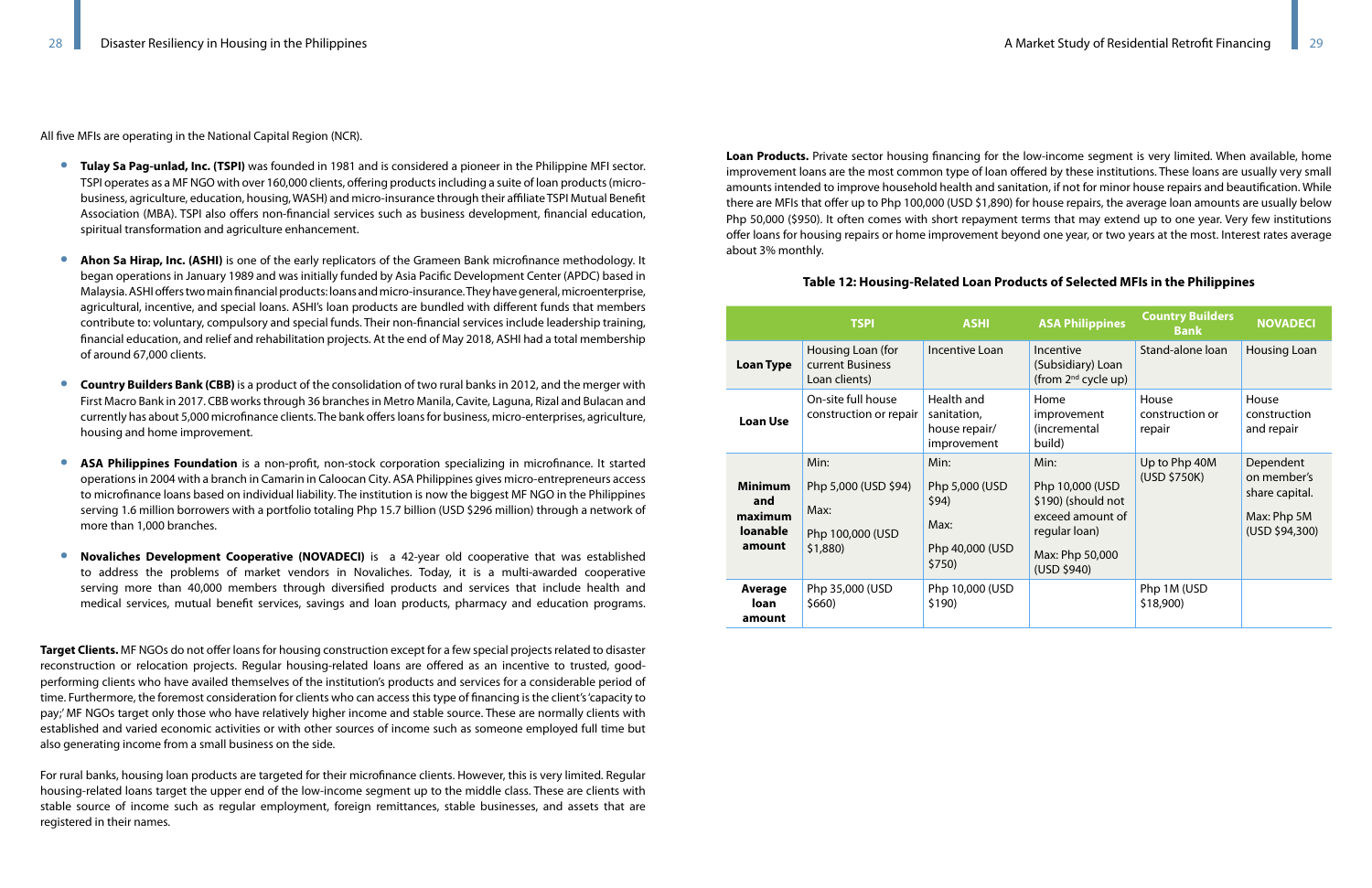All five MFIs are operating in the National Capital Region (NCR).

- **Tulay Sa Pag-unlad, Inc. (TSPI)** was founded in 1981 and is considered a pioneer in the Philippine MFI sector. TSPI operates as a MF NGO with over 160,000 clients, offering products including a suite of loan products (micro-business, agriculture, education, housing, WASH) and micro-insurance through their affiliate TSPI Mutual Benefit Association (MBA). TSPI also offers non-financial services such as business development, financial education, spiritual transformation and agriculture enhancement.

- **Ahon Sa Hirap, Inc. (ASHI)** is one of the early replicators of the Grameen Bank microfinance methodology. It began operations in January 1989 and was initially funded by Asia Pacific Development Center (APDC) based in Malaysia. ASHI offers two main financial products: loans and micro-insurance. They have general, microenterprise, agricultural, incentive, and special loans. ASHI's loan products are bundled with different funds that members contribute to: voluntary, compulsory and special funds. Their non-financial services include leadership training, financial education, and relief and rehabilitation projects. At the end of May 2018, ASHI had a total membership of around 67,000 clients.

- **Country Builders Bank (CBB)** is a product of the consolidation of two rural banks in 2012, and the merger with First Macro Bank in 2017. CBB works through 36 branches in Metro Manila, Cavite, Laguna, Rizal and Bulacan and currently has about 5,000 microfinance clients. The bank offers loans for business, micro-enterprises, agriculture, housing and home improvement.

- **ASA Philippines Foundation** is a non-profit, non-stock corporation specializing in microfinance. It started operations in 2004 with a branch in Camarin in Caloocan City. ASA Philippines gives micro-entrepreneurs access to microfinance loans based on individual liability. The institution is now the biggest MF NGO in the Philippines serving 1.6 million borrowers with a portfolio totaling Php 15.7 billion (USD $296 million) through a network of more than 1,000 branches.

- **Novaliches Development Cooperative (NOVADECI)** is a 42-year old cooperative that was established to address the problems of market vendors in Novaliches. Today, it is a multi-awarded cooperative serving more than 40,000 members through diversified products and services that include health and medical services, mutual benefit services, savings and loan products, pharmacy and education programs.

**Target Clients.** MF NGOs do not offer loans for housing construction except for a few special projects related to disaster reconstruction or relocation projects. Regular housing-related loans are offered as an incentive to trusted, good-performing clients who have availed themselves of the institution's products and services for a considerable period of time. Furthermore, the foremost consideration for clients who can access this type of financing is the client's 'capacity to pay;' MF NGOs target only those who have relatively higher income and stable source. These are normally clients with established and varied economic activities or with other sources of income such as someone employed full time but also generating income from a small business on the side.

For rural banks, housing loan products are targeted for their microfinance clients. However, this is very limited. Regular housing-related loans target the upper end of the low-income segment up to the middle class. These are clients with stable source of income such as regular employment, foreign remittances, stable businesses, and assets that are registered in their names.

**Loan Products.** Private sector housing financing for the low-income segment is very limited. When available, home improvement loans are the most common type of loan offered by these institutions. These loans are usually very small amounts intended to improve household health and sanitation, if not for minor house repairs and beautification. While there are MFIs that offer up to Php 100,000 (USD $1,890) for house repairs, the average loan amounts are usually below Php 50,000 ($950). It often comes with short repayment terms that may extend up to one year. Very few institutions offer loans for housing repairs or home improvement beyond one year, or two years at the most. Interest rates average about 3% monthly.

**Table 12: Housing-Related Loan Products of Selected MFIs in the Philippines**

| | TSPI | ASHI | ASA Philippines | Country Builders Bank | NOVADECI |
|---|---|---|---|---|---|
| **Loan Type** | Housing Loan (for current Business Loan clients) | Incentive Loan | Incentive (Subsidiary) Loan (from 2nd cycle up) | Stand-alone loan | Housing Loan |
| **Loan Use** | On-site full house construction or repair | Health and sanitation, house repair/ improvement | Home improvement (incremental build) | House construction or repair | House construction and repair |
| **Minimum and maximum loanable amount** | Min: Php 5,000 (USD $94) Max: Php 100,000 (USD $1,880) | Min: Php 5,000 (USD $94) Max: Php 40,000 (USD $750) | Min: Php 10,000 (USD $190) (should not exceed amount of regular loan) Max: Php 50,000 (USD $940) | Up to Php 40M (USD $750K) | Dependent on member's share capital. Max: Php 5M (USD $94,300) |
| **Average loan amount** | Php 35,000 (USD $660) | Php 10,000 (USD $190) | | Php 1M (USD $18,900) | |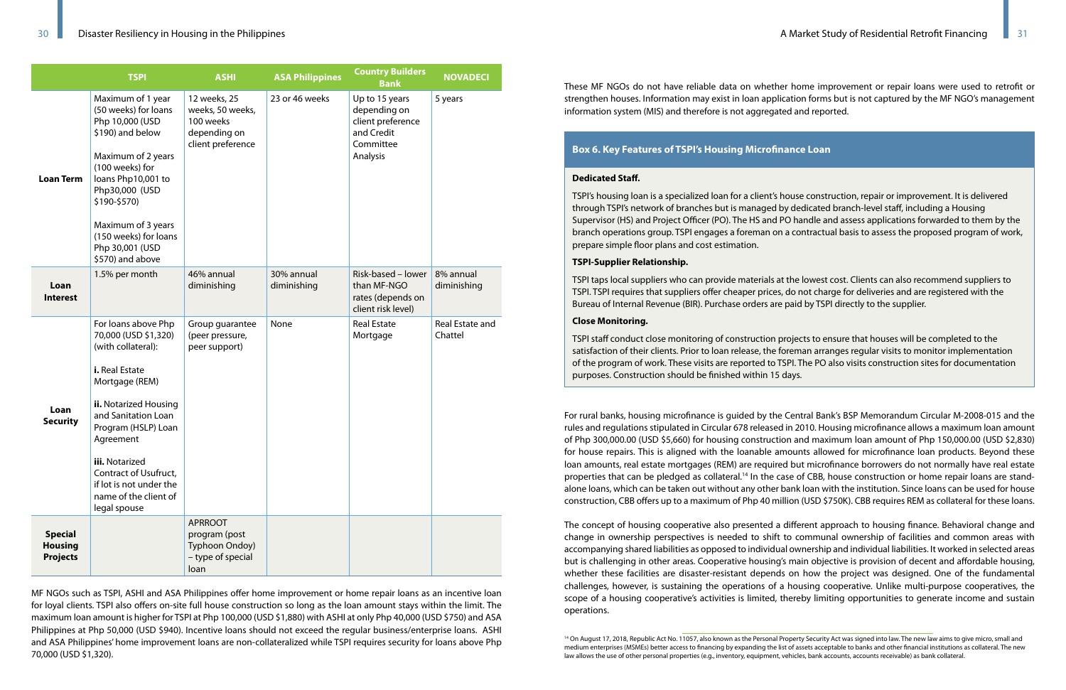| | TSPI | ASHI | ASA Philippines | Country Builders Bank | NOVADECI |
|---|---|---|---|---|---|
| **Loan Term** | Maximum of 1 year (50 weeks) for loans Php 10,000 (USD $190) and below<br><br>Maximum of 2 years (100 weeks) for loans Php10,001 to Php30,000 (USD $190-$570)<br><br>Maximum of 3 years (150 weeks) for loans Php 30,001 (USD $570) and above | 12 weeks, 25 weeks, 50 weeks, 100 weeks depending on client preference | 23 or 46 weeks | Up to 15 years depending on client preference and Credit Committee Analysis | 5 years |
| **Loan Interest** | 1.5% per month | 46% annual diminishing | 30% annual diminishing | Risk-based – lower than MF-NGO rates (depends on client risk level) | 8% annual diminishing |
| **Loan Security** | For loans above Php 70,000 (USD $1,320) (with collateral):<br><br>**i.** Real Estate Mortgage (REM)<br><br>**ii.** Notarized Housing and Sanitation Loan Program (HSLP) Loan Agreement<br><br>**iii.** Notarized Contract of Usufruct, if lot is not under the name of the client of legal spouse | Group guarantee (peer pressure, peer support) | None | Real Estate Mortgage | Real Estate and Chattel |
| **Special Housing Projects** | | APRROOT program (post Typhoon Ondoy) – type of special loan | | | |

MF NGOs such as TSPI, ASHI and ASA Philippines offer home improvement or home repair loans as an incentive loan for loyal clients. TSPI also offers on-site full house construction so long as the loan amount stays within the limit. The maximum loan amount is higher for TSPI at Php 100,000 (USD $1,880) with ASHI at only Php 40,000 (USD $750) and ASA Philippines at Php 50,000 (USD $940). Incentive loans should not exceed the regular business/enterprise loans. ASHI and ASA Philippines' home improvement loans are non-collateralized while TSPI requires security for loans above Php 70,000 (USD $1,320).

These MF NGOs do not have reliable data on whether home improvement or repair loans were used to retrofit or strengthen houses. Information may exist in loan application forms but is not captured by the MF NGO's management information system (MIS) and therefore is not aggregated and reported.

### Box 6. Key Features of TSPI's Housing Microfinance Loan

**Dedicated Staff.**

TSPI's housing loan is a specialized loan for a client's house construction, repair or improvement. It is delivered through TSPI's network of branches but is managed by dedicated branch-level staff, including a Housing Supervisor (HS) and Project Officer (PO). The HS and PO handle and assess applications forwarded to them by the branch operations group. TSPI engages a foreman on a contractual basis to assess the proposed program of work, prepare simple floor plans and cost estimation.

**TSPI-Supplier Relationship.**

TSPI taps local suppliers who can provide materials at the lowest cost. Clients can also recommend suppliers to TSPI. TSPI requires that suppliers offer cheaper prices, do not charge for deliveries and are registered with the Bureau of Internal Revenue (BIR). Purchase orders are paid by TSPI directly to the supplier.

**Close Monitoring.**

TSPI staff conduct close monitoring of construction projects to ensure that houses will be completed to the satisfaction of their clients. Prior to loan release, the foreman arranges regular visits to monitor implementation of the program of work. These visits are reported to TSPI. The PO also visits construction sites for documentation purposes. Construction should be finished within 15 days.

For rural banks, housing microfinance is guided by the Central Bank's BSP Memorandum Circular M-2008-015 and the rules and regulations stipulated in Circular 678 released in 2010. Housing microfinance allows a maximum loan amount of Php 300,000.00 (USD $5,660) for housing construction and maximum loan amount of Php 150,000.00 (USD $2,830) for house repairs. This is aligned with the loanable amounts allowed for microfinance loan products. Beyond these loan amounts, real estate mortgages (REM) are required but microfinance borrowers do not normally have real estate properties that can be pledged as collateral.[14] In the case of CBB, house construction or home repair loans are stand-alone loans, which can be taken out without any other bank loan with the institution. Since loans can be used for house construction, CBB offers up to a maximum of Php 40 million (USD $750K). CBB requires REM as collateral for these loans.

The concept of housing cooperative also presented a different approach to housing finance. Behavioral change and change in ownership perspectives is needed to shift to communal ownership of facilities and common areas with accompanying shared liabilities as opposed to individual ownership and individual liabilities. It worked in selected areas but is challenging in other areas. Cooperative housing's main objective is provision of decent and affordable housing, whether these facilities are disaster-resistant depends on how the project was designed. One of the fundamental challenges, however, is sustaining the operations of a housing cooperative. Unlike multi-purpose cooperatives, the scope of a housing cooperative's activities is limited, thereby limiting opportunities to generate income and sustain operations.

[14] On August 17, 2018, Republic Act No. 11057, also known as the Personal Property Security Act was signed into law. The new law aims to give micro, small and medium enterprises (MSMEs) better access to financing by expanding the list of assets acceptable to banks and other financial institutions as collateral. The new law allows the use of other personal properties (e.g., inventory, equipment, vehicles, bank accounts, accounts receivable) as bank collateral.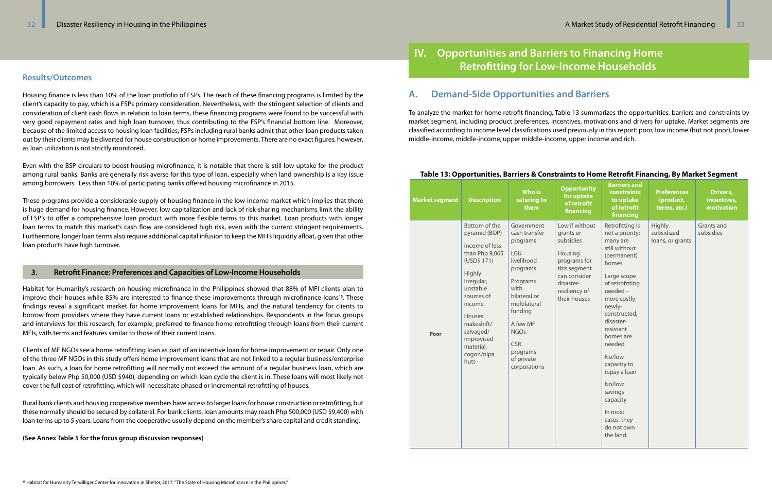## Results/Outcomes

Housing finance is less than 10% of the loan portfolio of FSPs. The reach of these financing programs is limited by the client's capacity to pay, which is a FSPs primary consideration. Nevertheless, with the stringent selection of clients and consideration of client cash flows in relation to loan terms, these financing programs were found to be successful with very good repayment rates and high loan turnover, thus contributing to the FSP's financial bottom line. Moreover, because of the limited access to housing loan facilities, FSPs including rural banks admit that other loan products taken out by their clients may be diverted for house construction or home improvements. There are no exact figures, however, as loan utilization is not strictly monitored.

Even with the BSP circulars to boost housing microfinance, it is notable that there is still low uptake for the product among rural banks. Banks are generally risk averse for this type of loan, especially when land ownership is a key issue among borrowers. Less than 10% of participating banks offered housing microfinance in 2015.

These programs provide a considerable supply of housing finance in the low-income market which implies that there is huge demand for housing finance. However, low capitalization and lack of risk-sharing mechanisms limit the ability of FSP's to offer a comprehensive loan product with more flexible terms to this market. Loan products with longer loan terms to match this market's cash flow are considered high risk, even with the current stringent requirements. Furthermore, longer loan terms also require additional capital infusion to keep the MFI's liquidity afloat, given that other loan products have high turnover.

### 3. Retrofit Finance: Preferences and Capacities of Low-Income Households

Habitat for Humanity's research on housing microfinance in the Philippines showed that 88% of MFI clients plan to improve their houses while 85% are interested to finance these improvements through microfinance loans[15]. These findings reveal a significant market for home improvement loans for MFIs, and the natural tendency for clients to borrow from providers where they have current loans or established relationships. Respondents in the focus groups and interviews for this research, for example, preferred to finance home retrofitting through loans from their current MFIs, with terms and features similar to those of their current loans.

Clients of MF NGOs see a home retrofitting loan as part of an incentive loan for home improvement or repair. Only one of the three MF NGOs in this study offers home improvement loans that are not linked to a regular business/enterprise loan. As such, a loan for home retrofitting will normally not exceed the amount of a regular business loan, which are typically below Php 50,000 (USD $940), depending on which loan cycle the client is in. These loans will most likely not cover the full cost of retrofitting, which will necessitate phased or incremental retrofitting of houses.

Rural bank clients and housing cooperative members have access to larger loans for house construction or retrofitting, but these normally should be secured by collateral. For bank clients, loan amounts may reach Php 500,000 (USD $9,400) with loan terms up to 5 years. Loans from the cooperative usually depend on the member's share capital and credit standing.

**(See Annex Table 5 for the focus group discussion responses)**

[15] Habitat for Humanity Terwilliger Center for Innovation in Shelter, 2017, "The State of Housing Microfinance in the Philippines."

# IV. Opportunities and Barriers to Financing Home Retrofitting for Low-Income Households

## A. Demand-Side Opportunities and Barriers

To analyze the market for home retrofit financing, Table 13 summarizes the opportunities, barriers and constraints by market segment, including product preferences, incentives, motivations and drivers for uptake. Market segments are classified according to income level classifications used previously in this report: poor, low income (but not poor), lower middle-income, middle-income, upper middle-income, upper income and rich.

**Table 13: Opportunities, Barriers & Constraints to Home Retrofit Financing, By Market Segment**

| Market segment | Description | Who is catering to them | Opportunity for uptake of retrofit financing | Barriers and constraints to uptake of retrofit financing | Preferences (product, terms, etc.) | Drivers, incentives, motivation |
|---|---|---|---|---|---|---|
| Poor | Bottom of the pyramid (BOP)<br><br>Income of less than Php 9,065 (USD$ 171)<br><br>Highly irregular, unstable sources of income<br><br>Houses: makeshift/ salvaged/ improvised material, cogon/nipa huts | Government cash transfer programs<br><br>LGU livelihood programs<br><br>Programs with bilateral or multilateral funding<br><br>A few MF NGOs<br><br>CSR programs of private corporations | Low if without grants or subsidies<br><br>Housing programs for this segment can consider disaster-resiliency of their houses | Retrofitting is not a priority; many are still without (permanent) homes<br><br>Large scope of retrofitting needed – more costly; newly-constructed, disaster-resistant homes are needed<br><br>No/low capacity to repay a loan<br><br>No/low savings capacity<br><br>In most cases, they do not own the land. | Highly subsidized loans, or grants | Grants and subsidies |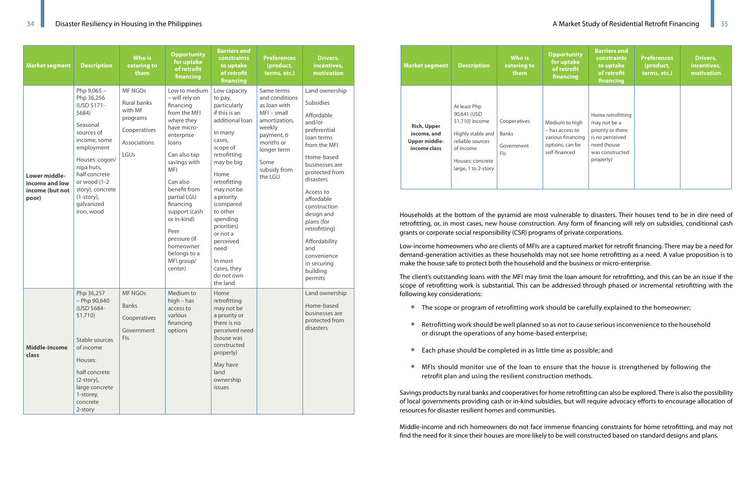| Market segment | Description | Who is catering to them | Opportunity for uptake of retrofit financing | Barriers and constraints to uptake of retrofit financing | Preferences (product, terms, etc.) | Drivers, incentives, motivation |
|---|---|---|---|---|---|---|
| **Lower middle-income and low income (but not poor)** | Php 9,065 – Php 36,256 (USD $171-$684)<br><br>Seasonal sources of income, some employment<br><br>Houses: cogon/nipa huts, half concrete or wood (1-2 story), concrete (1-story), galvanized iron, wood | MF NGOs<br><br>Rural banks with MF programs<br><br>Cooperatives<br><br>Associations<br><br>LGUs | Low to medium – will rely on financing from the MFI where they have micro-enterprise loans<br><br>Can also tap savings with MFI<br><br>Can also benefit from partial LGU financing support (cash or in-kind)<br><br>Peer pressure (if homeowner belongs to a MFI group/center) | Low capacity to pay, particularly if this is an additional loan<br><br>In many cases, scope of retrofitting may be big<br><br>Home retrofitting may not be a priority (compared to other spending priorities) or not a perceived need<br><br>In most cases, they do not own the land | Same terms and conditions as loan with MFI – small amortization, weekly payment, 6 months or longer term<br><br>Some subsidy from the LGU | Land ownership<br><br>Subsidies<br><br>Affordable and/or preferential loan terms from the MFI<br><br>Home-based businesses are protected from disasters<br><br>Access to affordable construction design and plans (for retrofitting)<br><br>Affordability and convenience in securing building permits |
| **Middle-income class** | Php 36,257 – Php 90,640 (USD $684-$1,710)<br><br>Stable sources of income<br><br>Houses:<br><br>half concrete (2-story), large concrete 1-storey, concrete 2-story | MF NGOs<br><br>Banks<br><br>Cooperatives<br><br>Government FIs | Medium to high – has access to various financing options | Home retrofitting may not be a priority or there is no perceived need (house was constructed properly)<br><br>May have land ownership issues | | Land ownership<br><br>Home-based businesses are protected from disasters |
| **Rich, Upper income, and Upper middle-income class** | At least Php 90,641 (USD $1,710) income<br><br>Highly stable and reliable sources of income<br><br>Houses: concrete large, 1 to 2-story | Cooperatives<br><br>Banks<br><br>Government FIs | Medium to high – has access to various financing options, can be self-financed | Home retrofitting may not be a priority or there is no perceived need (house was constructed properly) | | |

Households at the bottom of the pyramid are most vulnerable to disasters. Their houses tend to be in dire need of retrofitting, or, in most cases, new house construction. Any form of financing will rely on subsidies, conditional cash grants or corporate social responsibility (CSR) programs of private corporations.

Low-income homeowners who are clients of MFIs are a captured market for retrofit financing. There may be a need for demand-generation activities as these households may not see home retrofitting as a need. A value proposition is to make the house safe to protect both the household and the business or micro-enterprise.

The client's outstanding loans with the MFI may limit the loan amount for retrofitting, and this can be an issue if the scope of retrofitting work is substantial. This can be addressed through phased or incremental retrofitting with the following key considerations:

- The scope or program of retrofitting work should be carefully explained to the homeowner;
- Retrofitting work should be well planned so as not to cause serious inconvenience to the household or disrupt the operations of any home-based enterprise;
- Each phase should be completed in as little time as possible; and
- MFIs should monitor use of the loan to ensure that the house is strengthened by following the retrofit plan and using the resilient construction methods.

Savings products by rural banks and cooperatives for home retrofitting can also be explored. There is also the possibility of local governments providing cash or in-kind subsidies, but will require advocacy efforts to encourage allocation of resources for disaster resilient homes and communities.

Middle-income and rich homeowners do not face immense financing constraints for home retrofitting, and may not find the need for it since their houses are more likely to be well constructed based on standard designs and plans.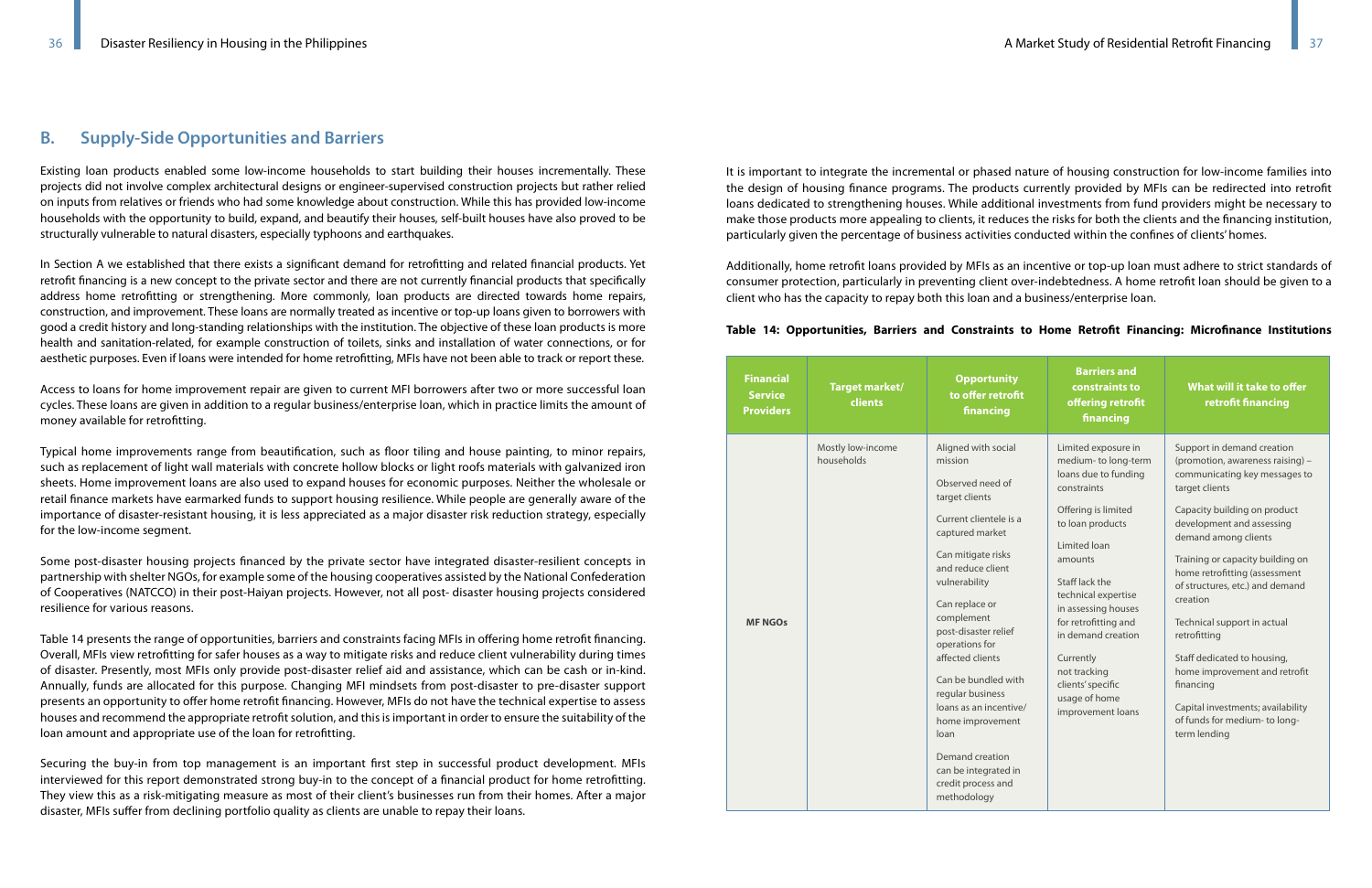## B. Supply-Side Opportunities and Barriers

Existing loan products enabled some low-income households to start building their houses incrementally. These projects did not involve complex architectural designs or engineer-supervised construction projects but rather relied on inputs from relatives or friends who had some knowledge about construction. While this has provided low-income households with the opportunity to build, expand, and beautify their houses, self-built houses have also proved to be structurally vulnerable to natural disasters, especially typhoons and earthquakes.

In Section A we established that there exists a significant demand for retrofitting and related financial products. Yet retrofit financing is a new concept to the private sector and there are not currently financial products that specifically address home retrofitting or strengthening. More commonly, loan products are directed towards home repairs, construction, and improvement. These loans are normally treated as incentive or top-up loans given to borrowers with good a credit history and long-standing relationships with the institution. The objective of these loan products is more health and sanitation-related, for example construction of toilets, sinks and installation of water connections, or for aesthetic purposes. Even if loans were intended for home retrofitting, MFIs have not been able to track or report these.

Access to loans for home improvement repair are given to current MFI borrowers after two or more successful loan cycles. These loans are given in addition to a regular business/enterprise loan, which in practice limits the amount of money available for retrofitting.

Typical home improvements range from beautification, such as floor tiling and house painting, to minor repairs, such as replacement of light wall materials with concrete hollow blocks or light roofs materials with galvanized iron sheets. Home improvement loans are also used to expand houses for economic purposes. Neither the wholesale or retail finance markets have earmarked funds to support housing resilience. While people are generally aware of the importance of disaster-resistant housing, it is less appreciated as a major disaster risk reduction strategy, especially for the low-income segment.

Some post-disaster housing projects financed by the private sector have integrated disaster-resilient concepts in partnership with shelter NGOs, for example some of the housing cooperatives assisted by the National Confederation of Cooperatives (NATCCO) in their post-Haiyan projects. However, not all post- disaster housing projects considered resilience for various reasons.

Table 14 presents the range of opportunities, barriers and constraints facing MFIs in offering home retrofit financing. Overall, MFIs view retrofitting for safer houses as a way to mitigate risks and reduce client vulnerability during times of disaster. Presently, most MFIs only provide post-disaster relief aid and assistance, which can be cash or in-kind. Annually, funds are allocated for this purpose. Changing MFI mindsets from post-disaster to pre-disaster support presents an opportunity to offer home retrofit financing. However, MFIs do not have the technical expertise to assess houses and recommend the appropriate retrofit solution, and this is important in order to ensure the suitability of the loan amount and appropriate use of the loan for retrofitting.

Securing the buy-in from top management is an important first step in successful product development. MFIs interviewed for this report demonstrated strong buy-in to the concept of a financial product for home retrofitting. They view this as a risk-mitigating measure as most of their client's businesses run from their homes. After a major disaster, MFIs suffer from declining portfolio quality as clients are unable to repay their loans.

It is important to integrate the incremental or phased nature of housing construction for low-income families into the design of housing finance programs. The products currently provided by MFIs can be redirected into retrofit loans dedicated to strengthening houses. While additional investments from fund providers might be necessary to make those products more appealing to clients, it reduces the risks for both the clients and the financing institution, particularly given the percentage of business activities conducted within the confines of clients' homes.

Additionally, home retrofit loans provided by MFIs as an incentive or top-up loan must adhere to strict standards of consumer protection, particularly in preventing client over-indebtedness. A home retrofit loan should be given to a client who has the capacity to repay both this loan and a business/enterprise loan.

**Table 14: Opportunities, Barriers and Constraints to Home Retrofit Financing: Microfinance Institutions**

| Financial Service Providers | Target market/ clients | Opportunity to offer retrofit financing | Barriers and constraints to offering retrofit financing | What will it take to offer retrofit financing |
|---|---|---|---|---|
| MF NGOs | Mostly low-income households | Aligned with social mission<br><br>Observed need of target clients<br><br>Current clientele is a captured market<br><br>Can mitigate risks and reduce client vulnerability<br><br>Can replace or complement post-disaster relief operations for affected clients<br><br>Can be bundled with regular business loans as an incentive/ home improvement loan<br><br>Demand creation can be integrated in credit process and methodology | Limited exposure in medium- to long-term loans due to funding constraints<br><br>Offering is limited to loan products<br><br>Limited loan amounts<br><br>Staff lack the technical expertise in assessing houses for retrofitting and in demand creation<br><br>Currently not tracking clients' specific usage of home improvement loans | Support in demand creation (promotion, awareness raising) – communicating key messages to target clients<br><br>Capacity building on product development and assessing demand among clients<br><br>Training or capacity building on home retrofitting (assessment of structures, etc.) and demand creation<br><br>Technical support in actual retrofitting<br><br>Staff dedicated to housing, home improvement and retrofit financing<br><br>Capital investments; availability of funds for medium- to long-term lending |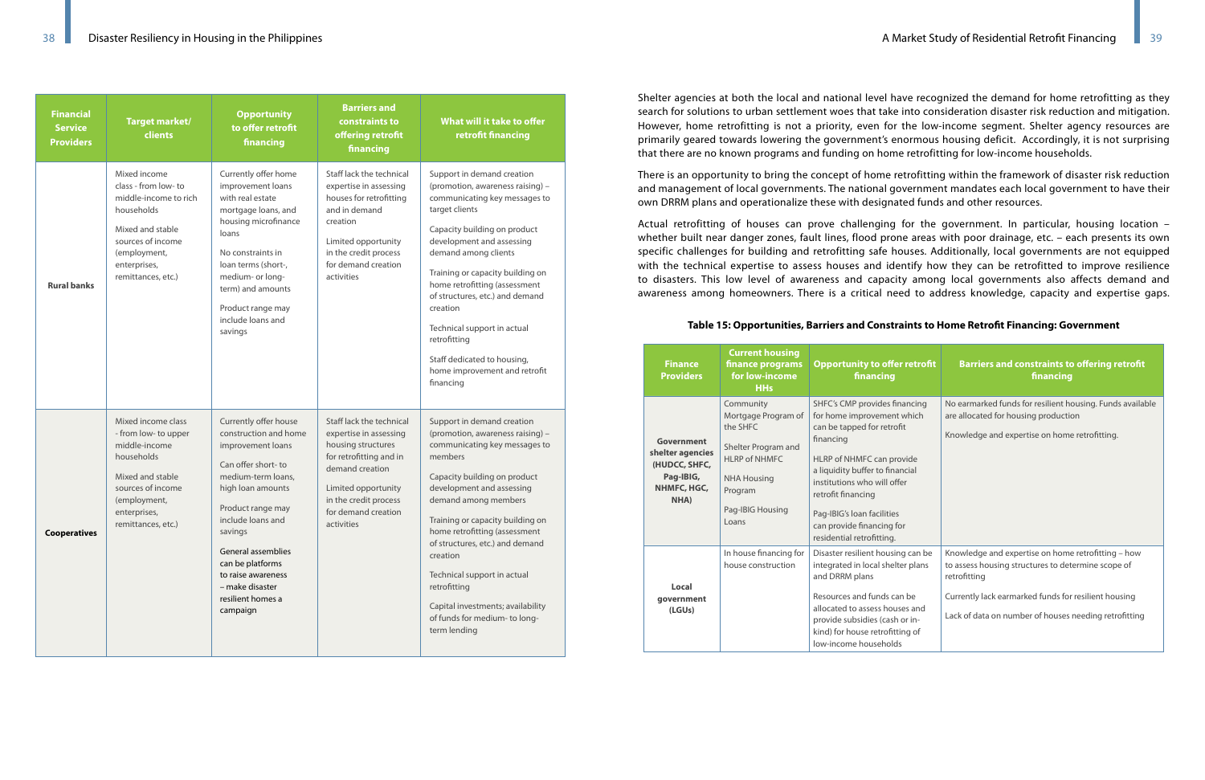| Financial Service Providers | Target market/ clients | Opportunity to offer retrofit financing | Barriers and constraints to offering retrofit financing | What will it take to offer retrofit financing |
|---|---|---|---|---|
| **Rural banks** | Mixed income class - from low- to middle-income to rich households<br><br>Mixed and stable sources of income (employment, enterprises, remittances, etc.) | Currently offer home improvement loans with real estate mortgage loans, and housing microfinance loans<br><br>No constraints in loan terms (short-, medium- or long-term) and amounts<br><br>Product range may include loans and savings | Staff lack the technical expertise in assessing houses for retrofitting and in demand creation<br><br>Limited opportunity in the credit process for demand creation activities | Support in demand creation (promotion, awareness raising) – communicating key messages to target clients<br><br>Capacity building on product development and assessing demand among clients<br><br>Training or capacity building on home retrofitting (assessment of structures, etc.) and demand creation<br><br>Technical support in actual retrofitting<br><br>Staff dedicated to housing, home improvement and retrofit financing |
| **Cooperatives** | Mixed income class - from low- to upper middle-income households<br><br>Mixed and stable sources of income (employment, enterprises, remittances, etc.) | Currently offer house construction and home improvement loans<br><br>Can offer short- to medium-term loans, high loan amounts<br><br>Product range may include loans and savings<br><br>General assemblies can be platforms to raise awareness – make disaster resilient homes a campaign | Staff lack the technical expertise in assessing housing structures for retrofitting and in demand creation<br><br>Limited opportunity in the credit process for demand creation activities | Support in demand creation (promotion, awareness raising) – communicating key messages to members<br><br>Capacity building on product development and assessing demand among members<br><br>Training or capacity building on home retrofitting (assessment of structures, etc.) and demand creation<br><br>Technical support in actual retrofitting<br><br>Capital investments; availability of funds for medium- to long-term lending |

Shelter agencies at both the local and national level have recognized the demand for home retrofitting as they search for solutions to urban settlement woes that take into consideration disaster risk reduction and mitigation. However, home retrofitting is not a priority, even for the low-income segment. Shelter agency resources are primarily geared towards lowering the government's enormous housing deficit. Accordingly, it is not surprising that there are no known programs and funding on home retrofitting for low-income households.

There is an opportunity to bring the concept of home retrofitting within the framework of disaster risk reduction and management of local governments. The national government mandates each local government to have their own DRRM plans and operationalize these with designated funds and other resources.

Actual retrofitting of houses can prove challenging for the government. In particular, housing location – whether built near danger zones, fault lines, flood prone areas with poor drainage, etc. – each presents its own specific challenges for building and retrofitting safe houses. Additionally, local governments are not equipped with the technical expertise to assess houses and identify how they can be retrofitted to improve resilience to disasters. This low level of awareness and capacity among local governments also affects demand and awareness among homeowners. There is a critical need to address knowledge, capacity and expertise gaps.

**Table 15: Opportunities, Barriers and Constraints to Home Retrofit Financing: Government**

| Finance Providers | Current housing finance programs for low-income HHs | Opportunity to offer retrofit financing | Barriers and constraints to offering retrofit financing |
|---|---|---|---|
| **Government shelter agencies (HUDCC, SHFC, Pag-IBIG, NHMFC, HGC, NHA)** | Community Mortgage Program of the SHFC<br><br>Shelter Program and HLRP of NHMFC<br><br>NHA Housing Program<br><br>Pag-IBIG Housing Loans | SHFC's CMP provides financing for home improvement which can be tapped for retrofit financing<br><br>HLRP of NHMFC can provide a liquidity buffer to financial institutions who will offer retrofit financing<br><br>Pag-IBIG's loan facilities can provide financing for residential retrofitting. | No earmarked funds for resilient housing. Funds available are allocated for housing production<br><br>Knowledge and expertise on home retrofitting. |
| **Local government (LGUs)** | In house financing for house construction | Disaster resilient housing can be integrated in local shelter plans and DRRM plans<br><br>Resources and funds can be allocated to assess houses and provide subsidies (cash or in-kind) for house retrofitting of low-income households | Knowledge and expertise on home retrofitting – how to assess housing structures to determine scope of retrofitting<br><br>Currently lack earmarked funds for resilient housing<br><br>Lack of data on number of houses needing retrofitting |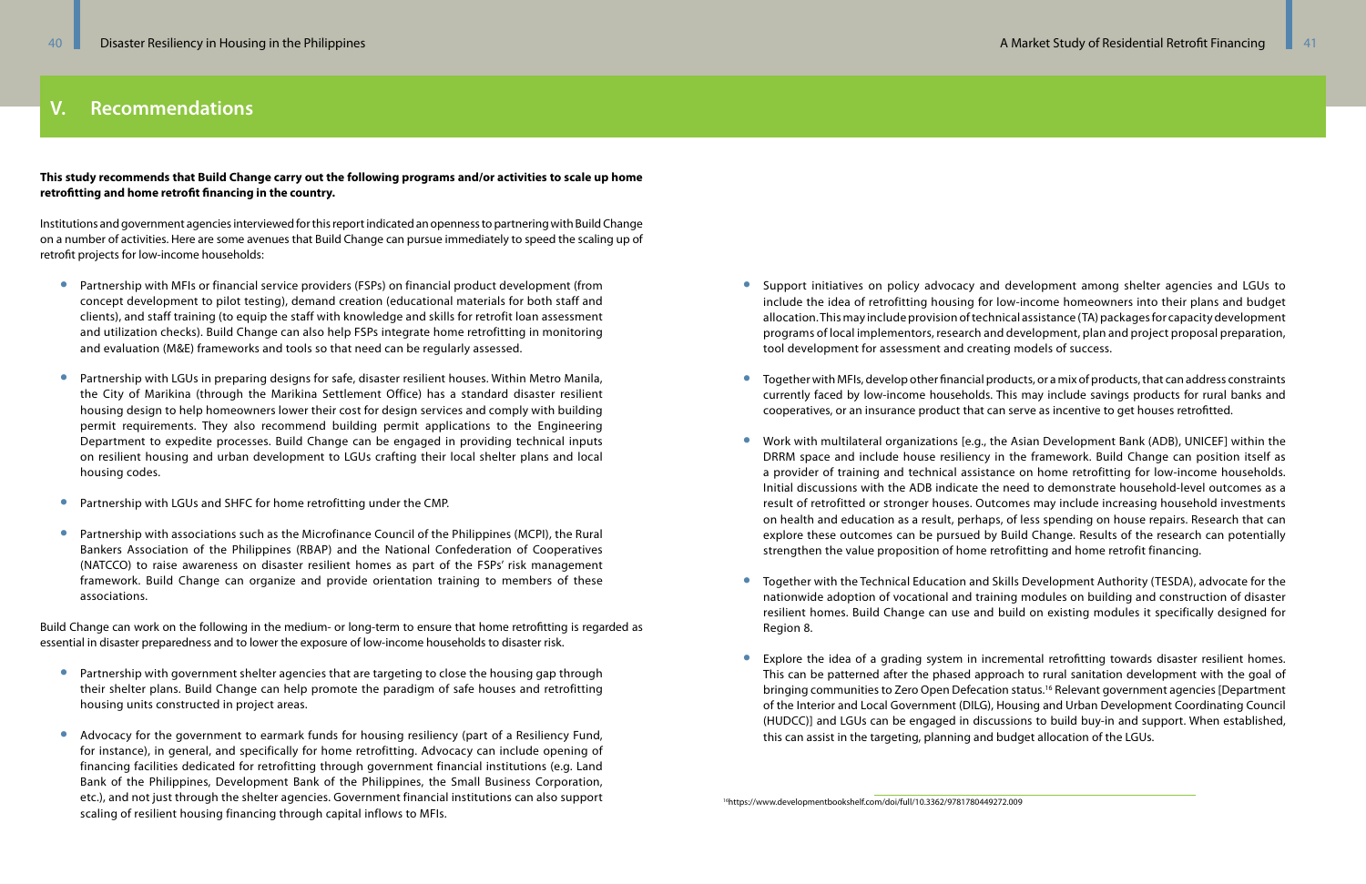## V. Recommendations

**This study recommends that Build Change carry out the following programs and/or activities to scale up home retrofitting and home retrofit financing in the country.**

Institutions and government agencies interviewed for this report indicated an openness to partnering with Build Change on a number of activities. Here are some avenues that Build Change can pursue immediately to speed the scaling up of retrofit projects for low-income households:

- Partnership with MFIs or financial service providers (FSPs) on financial product development (from concept development to pilot testing), demand creation (educational materials for both staff and clients), and staff training (to equip the staff with knowledge and skills for retrofit loan assessment and utilization checks). Build Change can also help FSPs integrate home retrofitting in monitoring and evaluation (M&E) frameworks and tools so that need can be regularly assessed.
- Partnership with LGUs in preparing designs for safe, disaster resilient houses. Within Metro Manila, the City of Marikina (through the Marikina Settlement Office) has a standard disaster resilient housing design to help homeowners lower their cost for design services and comply with building permit requirements. They also recommend building permit applications to the Engineering Department to expedite processes. Build Change can be engaged in providing technical inputs on resilient housing and urban development to LGUs crafting their local shelter plans and local housing codes.
- Partnership with LGUs and SHFC for home retrofitting under the CMP.
- Partnership with associations such as the Microfinance Council of the Philippines (MCPI), the Rural Bankers Association of the Philippines (RBAP) and the National Confederation of Cooperatives (NATCCO) to raise awareness on disaster resilient homes as part of the FSPs' risk management framework. Build Change can organize and provide orientation training to members of these associations.

Build Change can work on the following in the medium- or long-term to ensure that home retrofitting is regarded as essential in disaster preparedness and to lower the exposure of low-income households to disaster risk.

- Partnership with government shelter agencies that are targeting to close the housing gap through their shelter plans. Build Change can help promote the paradigm of safe houses and retrofitting housing units constructed in project areas.
- Advocacy for the government to earmark funds for housing resiliency (part of a Resiliency Fund, for instance), in general, and specifically for home retrofitting. Advocacy can include opening of financing facilities dedicated for retrofitting through government financial institutions (e.g. Land Bank of the Philippines, Development Bank of the Philippines, the Small Business Corporation, etc.), and not just through the shelter agencies. Government financial institutions can also support scaling of resilient housing financing through capital inflows to MFIs.
- Support initiatives on policy advocacy and development among shelter agencies and LGUs to include the idea of retrofitting housing for low-income homeowners into their plans and budget allocation. This may include provision of technical assistance (TA) packages for capacity development programs of local implementors, research and development, plan and project proposal preparation, tool development for assessment and creating models of success.
- Together with MFIs, develop other financial products, or a mix of products, that can address constraints currently faced by low-income households. This may include savings products for rural banks and cooperatives, or an insurance product that can serve as incentive to get houses retrofitted.
- Work with multilateral organizations [e.g., the Asian Development Bank (ADB), UNICEF] within the DRRM space and include house resiliency in the framework. Build Change can position itself as a provider of training and technical assistance on home retrofitting for low-income households. Initial discussions with the ADB indicate the need to demonstrate household-level outcomes as a result of retrofitted or stronger houses. Outcomes may include increasing household investments on health and education as a result, perhaps, of less spending on house repairs. Research that can explore these outcomes can be pursued by Build Change. Results of the research can potentially strengthen the value proposition of home retrofitting and home retrofit financing.
- Together with the Technical Education and Skills Development Authority (TESDA), advocate for the nationwide adoption of vocational and training modules on building and construction of disaster resilient homes. Build Change can use and build on existing modules it specifically designed for Region 8.
- Explore the idea of a grading system in incremental retrofitting towards disaster resilient homes. This can be patterned after the phased approach to rural sanitation development with the goal of bringing communities to Zero Open Defecation status.[16] Relevant government agencies [Department of the Interior and Local Government (DILG), Housing and Urban Development Coordinating Council (HUDCC)] and LGUs can be engaged in discussions to build buy-in and support. When established, this can assist in the targeting, planning and budget allocation of the LGUs.

[16] https://www.developmentbookshelf.com/doi/full/10.3362/9781780449272.009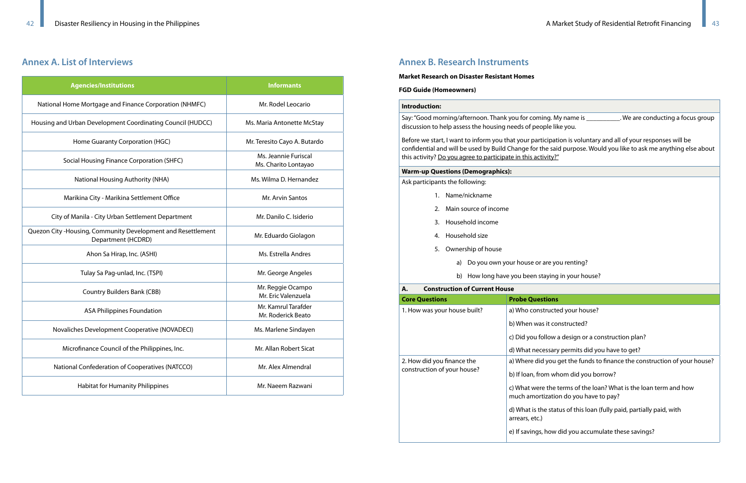## Annex A. List of Interviews

| Agencies/Institutions | Informants |
|---|---|
| National Home Mortgage and Finance Corporation (NHMFC) | Mr. Rodel Leocario |
| Housing and Urban Development Coordinating Council (HUDCC) | Ms. Maria Antonette McStay |
| Home Guaranty Corporation (HGC) | Mr. Teresito Cayo A. Butardo |
| Social Housing Finance Corporation (SHFC) | Ms. Jeannie Furiscal<br>Ms. Charito Lontayao |
| National Housing Authority (NHA) | Ms. Wilma D. Hernandez |
| Marikina City - Marikina Settlement Office | Mr. Arvin Santos |
| City of Manila - City Urban Settlement Department | Mr. Danilo C. Isiderio |
| Quezon City -Housing, Community Development and Resettlement Department (HCDRD) | Mr. Eduardo Giolagon |
| Ahon Sa Hirap, Inc. (ASHI) | Ms. Estrella Andres |
| Tulay Sa Pag-unlad, Inc. (TSPI) | Mr. George Angeles |
| Country Builders Bank (CBB) | Mr. Reggie Ocampo<br>Mr. Eric Valenzuela |
| ASA Philippines Foundation | Mr. Kamrul Tarafder<br>Mr. Roderick Beato |
| Novaliches Development Cooperative (NOVADECI) | Ms. Marlene Sindayen |
| Microfinance Council of the Philippines, Inc. | Mr. Allan Robert Sicat |
| National Confederation of Cooperatives (NATCCO) | Mr. Alex Almendral |
| Habitat for Humanity Philippines | Mr. Naeem Razwani |

## Annex B. Research Instruments

**Market Research on Disaster Resistant Homes**

**FGD Guide (Homeowners)**

**Introduction:**

Say: "Good morning/afternoon. Thank you for coming. My name is __________. We are conducting a focus group discussion to help assess the housing needs of people like you.

Before we start, I want to inform you that your participation is voluntary and all of your responses will be confidential and will be used by Build Change for the said purpose. Would you like to ask me anything else about this activity? Do you agree to participate in this activity?"

**Warm-up Questions (Demographics):**

Ask participants the following:

1. Name/nickname
2. Main source of income
3. Household income
4. Household size
5. Ownership of house
   a) Do you own your house or are you renting?
   b) How long have you been staying in your house?

**A. Construction of Current House**

| Core Questions | Probe Questions |
|---|---|
| 1. How was your house built? | a) Who constructed your house?<br>b) When was it constructed?<br>c) Did you follow a design or a construction plan?<br>d) What necessary permits did you have to get? |
| 2. How did you finance the construction of your house? | a) Where did you get the funds to finance the construction of your house?<br>b) If loan, from whom did you borrow?<br>c) What were the terms of the loan? What is the loan term and how much amortization do you have to pay?<br>d) What is the status of this loan (fully paid, partially paid, with arrears, etc.)<br>e) If savings, how did you accumulate these savings? |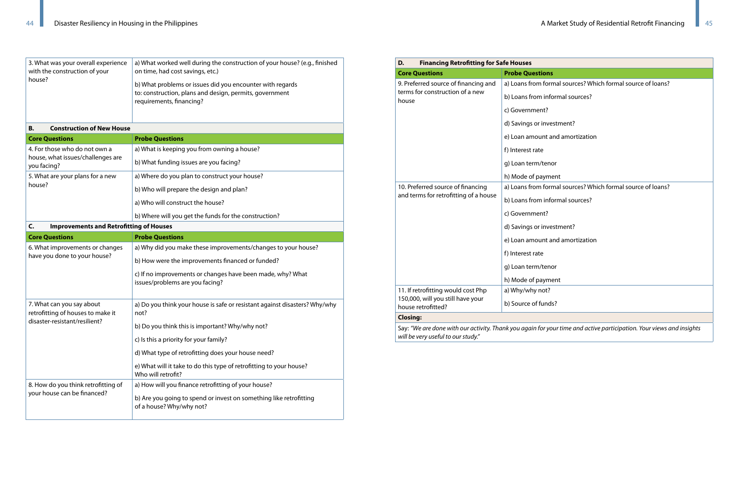| | |
|---|---|
| 3. What was your overall experience with the construction of your house? | a) What worked well during the construction of your house? (e.g., finished on time, had cost savings, etc.)<br><br>b) What problems or issues did you encounter with regards to: construction, plans and design, permits, government requirements, financing? |
| **B. Construction of New House** | |
| **Core Questions** | **Probe Questions** |
| 4. For those who do not own a house, what issues/challenges are you facing? | a) What is keeping you from owning a house?<br><br>b) What funding issues are you facing? |
| 5. What are your plans for a new house? | a) Where do you plan to construct your house?<br><br>b) Who will prepare the design and plan?<br><br>a) Who will construct the house?<br><br>b) Where will you get the funds for the construction? |
| **C. Improvements and Retrofitting of Houses** | |
| **Core Questions** | **Probe Questions** |
| 6. What improvements or changes have you done to your house? | a) Why did you make these improvements/changes to your house?<br><br>b) How were the improvements financed or funded?<br><br>c) If no improvements or changes have been made, why? What issues/problems are you facing? |
| 7. What can you say about retrofitting of houses to make it disaster-resistant/resilient? | a) Do you think your house is safe or resistant against disasters? Why/why not?<br><br>b) Do you think this is important? Why/why not?<br><br>c) Is this a priority for your family?<br><br>d) What type of retrofitting does your house need?<br><br>e) What will it take to do this type of retrofitting to your house? Who will retrofit? |
| 8. How do you think retrofitting of your house can be financed? | a) How will you finance retrofitting of your house?<br><br>b) Are you going to spend or invest on something like retrofitting of a house? Why/why not? |

| **D. Financing Retrofitting for Safe Houses** | |
|---|---|
| **Core Questions** | **Probe Questions** |
| 9. Preferred source of financing and terms for construction of a new house | a) Loans from formal sources? Which formal source of loans?<br><br>b) Loans from informal sources?<br><br>c) Government?<br><br>d) Savings or investment?<br><br>e) Loan amount and amortization<br><br>f) Interest rate<br><br>g) Loan term/tenor<br><br>h) Mode of payment |
| 10. Preferred source of financing and terms for retrofitting of a house | a) Loans from formal sources? Which formal source of loans?<br><br>b) Loans from informal sources?<br><br>c) Government?<br><br>d) Savings or investment?<br><br>e) Loan amount and amortization<br><br>f) Interest rate<br><br>g) Loan term/tenor<br><br>h) Mode of payment |
| 11. If retrofitting would cost Php 150,000, will you still have your house retrofitted? | a) Why/why not?<br><br>b) Source of funds? |
| **Closing:** | |
| Say: *"We are done with our activity. Thank you again for your time and active participation. Your views and insights will be very useful to our study."* | |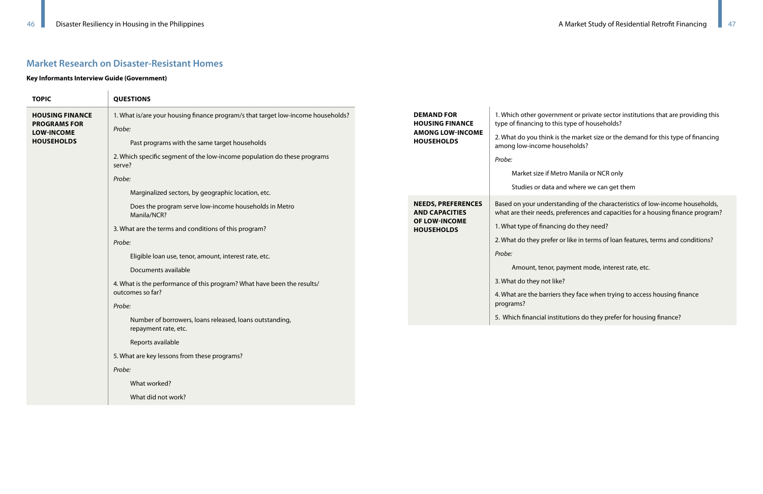## Market Research on Disaster-Resistant Homes

**Key Informants Interview Guide (Government)**

| TOPIC | QUESTIONS |
|---|---|
| **HOUSING FINANCE PROGRAMS FOR LOW-INCOME HOUSEHOLDS** | 1. What is/are your housing finance program/s that target low-income households?<br>*Probe:*<br>Past programs with the same target households<br>2. Which specific segment of the low-income population do these programs serve?<br>*Probe:*<br>Marginalized sectors, by geographic location, etc.<br>Does the program serve low-income households in Metro Manila/NCR?<br>3. What are the terms and conditions of this program?<br>*Probe:*<br>Eligible loan use, tenor, amount, interest rate, etc.<br>Documents available<br>4. What is the performance of this program? What have been the results/outcomes so far?<br>*Probe:*<br>Number of borrowers, loans released, loans outstanding, repayment rate, etc.<br>Reports available<br>5. What are key lessons from these programs?<br>*Probe:*<br>What worked?<br>What did not work? |
| **DEMAND FOR HOUSING FINANCE AMONG LOW-INCOME HOUSEHOLDS** | 1. Which other government or private sector institutions that are providing this type of financing to this type of households?<br>2. What do you think is the market size or the demand for this type of financing among low-income households?<br>*Probe:*<br>Market size if Metro Manila or NCR only<br>Studies or data and where we can get them |
| **NEEDS, PREFERENCES AND CAPACITIES OF LOW-INCOME HOUSEHOLDS** | Based on your understanding of the characteristics of low-income households, what are their needs, preferences and capacities for a housing finance program?<br>1. What type of financing do they need?<br>2. What do they prefer or like in terms of loan features, terms and conditions?<br>*Probe:*<br>Amount, tenor, payment mode, interest rate, etc.<br>3. What do they not like?<br>4. What are the barriers they face when trying to access housing finance programs?<br>5. Which financial institutions do they prefer for housing finance? |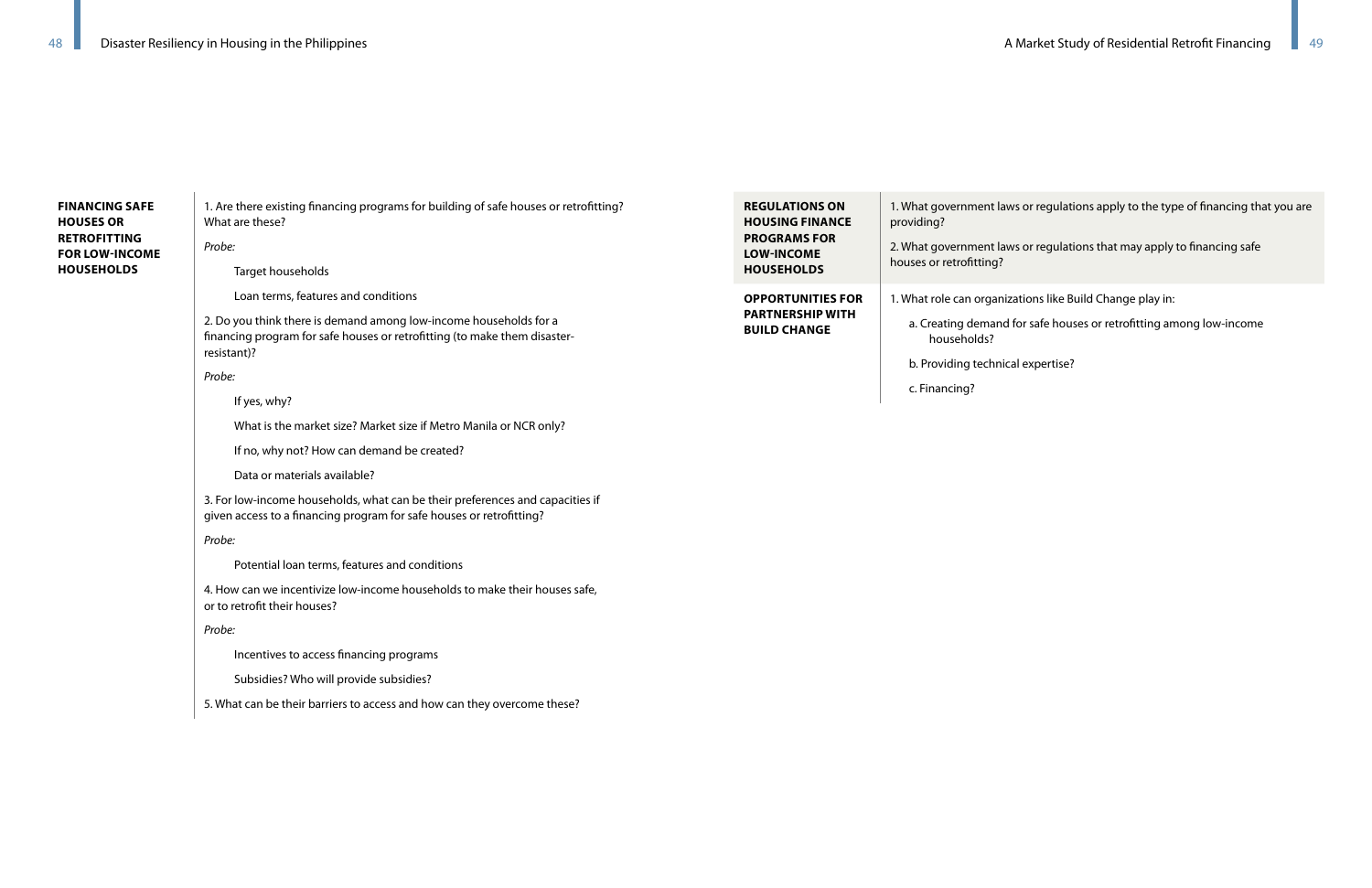| | |
|---|---|
| **FINANCING SAFE HOUSES OR RETROFITTING FOR LOW-INCOME HOUSEHOLDS** | 1. Are there existing financing programs for building of safe houses or retrofitting? What are these?<br>*Probe:*<br>Target households<br>Loan terms, features and conditions<br>2. Do you think there is demand among low-income households for a financing program for safe houses or retrofitting (to make them disaster-resistant)?<br>*Probe:*<br>If yes, why?<br>What is the market size? Market size if Metro Manila or NCR only?<br>If no, why not? How can demand be created?<br>Data or materials available?<br>3. For low-income households, what can be their preferences and capacities if given access to a financing program for safe houses or retrofitting?<br>*Probe:*<br>Potential loan terms, features and conditions<br>4. How can we incentivize low-income households to make their houses safe, or to retrofit their houses?<br>*Probe:*<br>Incentives to access financing programs<br>Subsidies? Who will provide subsidies?<br>5. What can be their barriers to access and how can they overcome these? |
| **REGULATIONS ON HOUSING FINANCE PROGRAMS FOR LOW-INCOME HOUSEHOLDS** | 1. What government laws or regulations apply to the type of financing that you are providing?<br>2. What government laws or regulations that may apply to financing safe houses or retrofitting? |
| **OPPORTUNITIES FOR PARTNERSHIP WITH BUILD CHANGE** | 1. What role can organizations like Build Change play in:<br>a. Creating demand for safe houses or retrofitting among low-income households?<br>b. Providing technical expertise?<br>c. Financing? |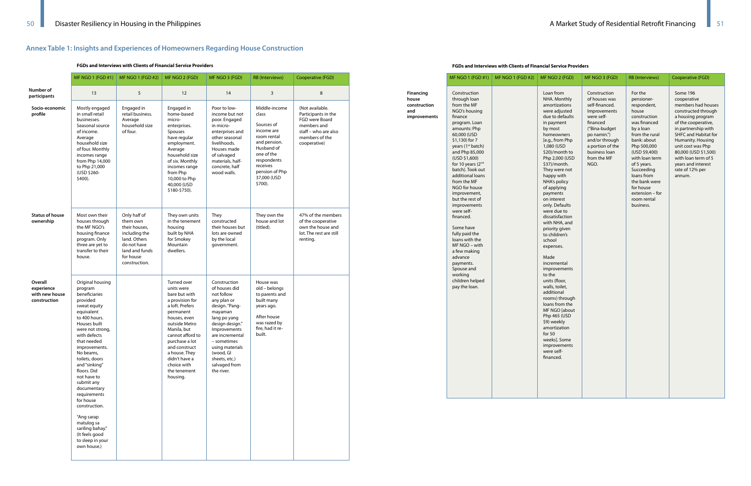## Annex Table 1: Insights and Experiences of Homeowners Regarding House Construction

**FGDs and Interviews with Clients of Financial Service Providers**

| | MF NGO 1 (FGD #1) | MF NGO 1 (FGD #2) | MF NGO 2 (FGD) | MF NGO 3 (FGD) | RB (Interviews) | Cooperative (FGD) |
|---|---|---|---|---|---|---|
| **Number of participants** | 13 | 5 | 12 | 14 | 3 | 8 |
| **Socio-economic profile** | Mostly engaged in small retail businesses. Seasonal source of income. Average household size of four. Monthly incomes range from Php 14,000 to Php 21,000 (USD $260-$400). | Engaged in retail business. Average household size of four. | Engaged in home-based micro-enterprises. Spouses have regular employment. Average household size of six. Monthly incomes range from Php 10,000 to Php 40,000 (USD $180-$750). | Poor to low-income but not poor. Engaged in micro-enterprises and other seasonal livelihoods. Houses made of salvaged materials, half-concrete, half wood walls. | Middle-income class<br><br>Sources of income are room rental and pension. Husband of one of the respondents receives pension of Php 37,000 (USD $700). | (Not available. Participants in the FGD were Board members and staff – who are also members of the cooperative) |
| **Status of house ownership** | Most own their houses through the MF NGO's housing finance program. Only three are yet to transfer to their house. | Only half of them own their houses, including the land. Others do not have land and funds for house construction. | They own units in the tenement housing built by NHA for Smokey Mountain dwellers. | They constructed their houses but lots are owned by the local government. | They own the house and lot (titled). | 47% of the members of the cooperative own the house and lot. The rest are still renting. |
| **Overall experience with new house construction** | Original housing program beneficiaries provided sweat equity equivalent to 400 hours. Houses built were not strong, with defects that needed improvements. No beams, toilets, doors and "sinking" floors. Did not have to submit any documentary requirements for house construction.<br><br>"Ang sarap matulog sa sariling bahay." (It feels good to sleep in your own house.) | | Turned over units were bare but with a provision for a loft. Prefers permanent houses, even outside Metro Manila, but cannot afford to purchase a lot and construct a house. They didn't have a choice with the tenement housing. | Construction of houses did not follow any plan or design. "Pang-mayaman lang po yang design design." Improvements are incremental – sometimes using materials (wood, GI sheets, etc.) salvaged from the river. | House was old – belongs to parents and built many years ago.<br><br>After house was razed by fire, had it re-built. | |
| **Financing house construction and improvements** | Construction through loan from the MF NGO's housing finance program. Loan amounts: Php 60,000 (USD $1,130) for 7 years (1st batch) and Php 85,000 (USD $1,600) for 10 years (2nd batch). Took out additional loans from the MF NGO for house improvement, but the rest of improvements were self-financed.<br><br>Some have fully paid the loans with the MF NGO – with a few making advance payments. Spouse and working children helped pay the loan. | | Loan from NHA. Monthly amortizations were adjusted due to defaults in payment by most homeowners [e.g., from Php 1,080 (USD $20)/month to Php 2,000 (USD $37)/month. They were not happy with NHA's policy of applying payments on interest only. Defaults were due to dissatisfaction with NHA, and priority given to children's school expenses.<br><br>Made incremental improvements to the units (floor, walls, toilet, additional rooms) through loans from the MF NGO [about Php 465 (USD $9) weekly amortization for 50 weeks]. Some improvements were self-financed. | Construction of houses was self-financed. Improvements were self-financed ("Bina-budget po namin.") and/or through a portion of the business loan from the MF NGO. | For the pensioner-respondent, house construction was financed by a loan from the rural bank: about Php 500,000 (USD $9,400) with loan term of 5 years. Succeeding loans from the bank were for house extension – for room rental business. | Some 196 cooperative members had houses constructed through a housing program of the cooperative, in partnership with SHFC and Habitat for Humanity. Housing unit cost was Php 80,000 (USD $1,500) with loan term of 5 years and interest rate of 12% per annum. |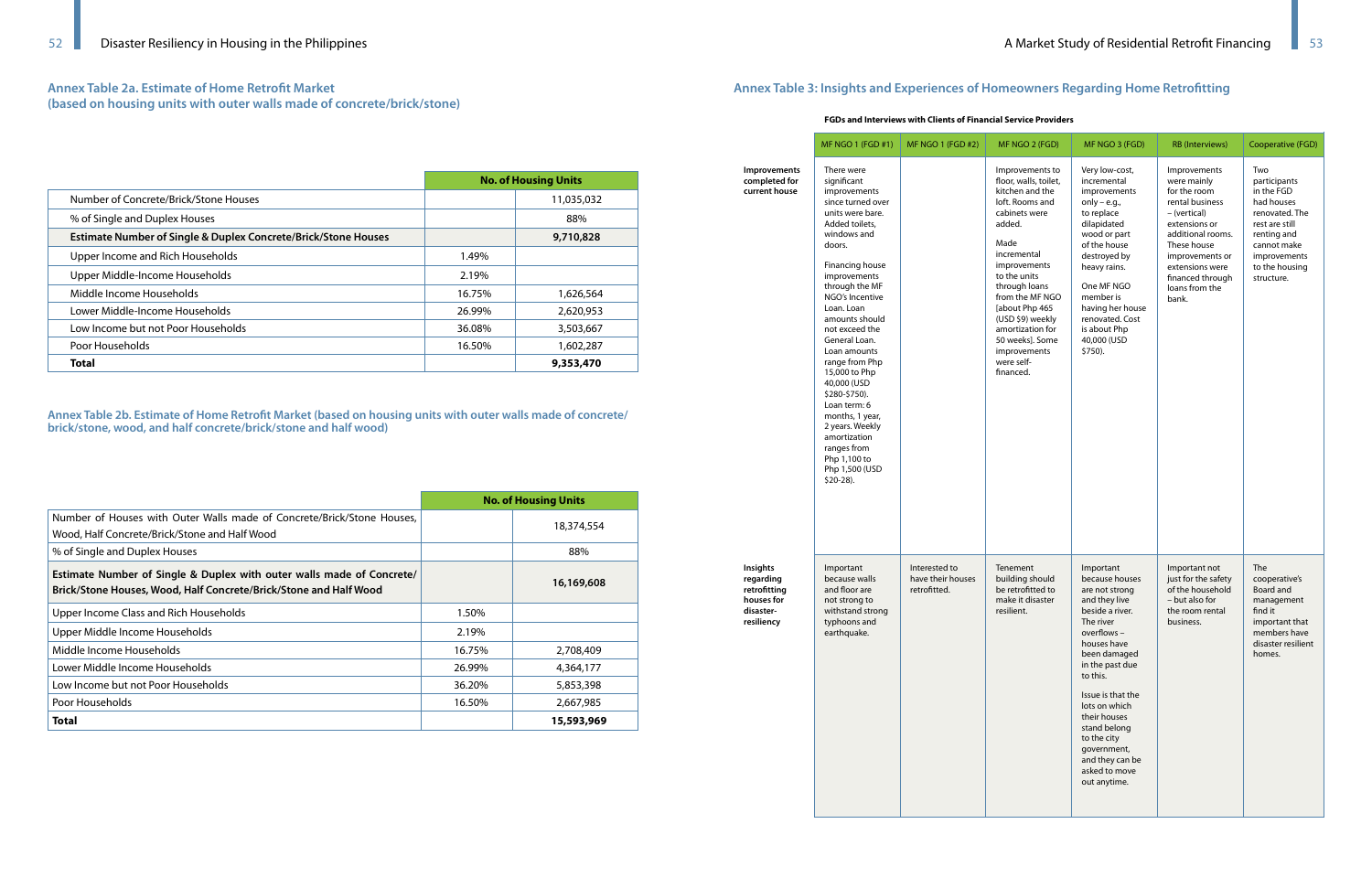## Annex Table 2a. Estimate of Home Retrofit Market (based on housing units with outer walls made of concrete/brick/stone)

| | No. of Housing Units | |
|---|---|---|
| Number of Concrete/Brick/Stone Houses | | 11,035,032 |
| % of Single and Duplex Houses | | 88% |
| **Estimate Number of Single & Duplex Concrete/Brick/Stone Houses** | | **9,710,828** |
| Upper Income and Rich Households | 1.49% | |
| Upper Middle-Income Households | 2.19% | |
| Middle Income Households | 16.75% | 1,626,564 |
| Lower Middle-Income Households | 26.99% | 2,620,953 |
| Low Income but not Poor Households | 36.08% | 3,503,667 |
| Poor Households | 16.50% | 1,602,287 |
| **Total** | | **9,353,470** |

## Annex Table 2b. Estimate of Home Retrofit Market (based on housing units with outer walls made of concrete/brick/stone, wood, and half concrete/brick/stone and half wood)

| | No. of Housing Units | |
|---|---|---|
| Number of Houses with Outer Walls made of Concrete/Brick/Stone Houses, Wood, Half Concrete/Brick/Stone and Half Wood | | 18,374,554 |
| % of Single and Duplex Houses | | 88% |
| **Estimate Number of Single & Duplex with outer walls made of Concrete/Brick/Stone Houses, Wood, Half Concrete/Brick/Stone and Half Wood** | | **16,169,608** |
| Upper Income Class and Rich Households | 1.50% | |
| Upper Middle Income Households | 2.19% | |
| Middle Income Households | 16.75% | 2,708,409 |
| Lower Middle Income Households | 26.99% | 4,364,177 |
| Low Income but not Poor Households | 36.20% | 5,853,398 |
| Poor Households | 16.50% | 2,667,985 |
| **Total** | | **15,593,969** |

## Annex Table 3: Insights and Experiences of Homeowners Regarding Home Retrofitting

**FGDs and Interviews with Clients of Financial Service Providers**

| | MF NGO 1 (FGD #1) | MF NGO 1 (FGD #2) | MF NGO 2 (FGD) | MF NGO 3 (FGD) | RB (Interviews) | Cooperative (FGD) |
|---|---|---|---|---|---|---|
| **Improvements completed for current house** | There were significant improvements since turned over units were bare. Added toilets, windows and doors. Financing house improvements through the MF NGO's Incentive Loan. Loan amounts should not exceed the General Loan. Loan amounts range from Php 15,000 to Php 40,000 (USD $280-$750). Loan term: 6 months, 1 year, 2 years. Weekly amortization ranges from Php 1,100 to Php 1,500 (USD $20-28). | | Improvements to floor, walls, toilet, kitchen and the loft. Rooms and cabinets were added. Made incremental improvements to the units through loans from the MF NGO [about Php 465 (USD $9) weekly amortization for 50 weeks]. Some improvements were self-financed. | Very low-cost, incremental improvements only – e.g., to replace dilapidated wood or part of the house destroyed by heavy rains. One MF NGO member is having her house renovated. Cost is about Php 40,000 (USD $750). | Improvements were mainly for the room rental business – (vertical) extensions or additional rooms. These house improvements or extensions were financed through loans from the bank. | Two participants in the FGD had houses renovated. The rest are still renting and cannot make improvements to the housing structure. |
| **Insights regarding retrofitting houses for disaster-resiliency** | Important because walls and floor are not strong to withstand strong typhoons and earthquake. | Interested to have their houses retrofitted. | Tenement building should be retrofitted to make it disaster resilient. | Important because houses are not strong and they live beside a river. The river overflows – houses have been damaged in the past due to this. Issue is that the lots on which their houses stand belong to the city government, and they can be asked to move out anytime. | Important not just for the safety of the household – but also for the room rental business. | The cooperative's Board and management find it important that members have disaster resilient homes. |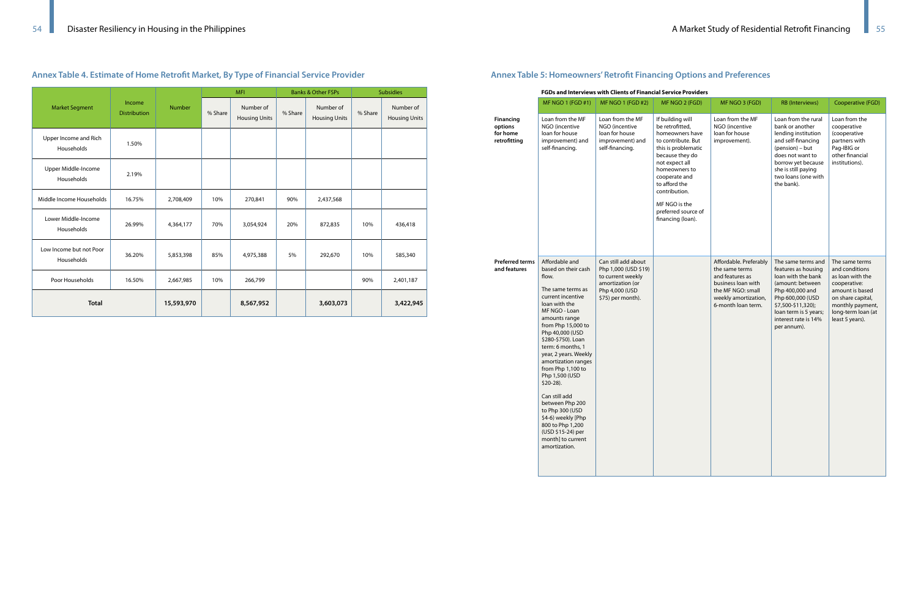## Annex Table 4. Estimate of Home Retrofit Market, By Type of Financial Service Provider

| Market Segment | Income Distribution | Number | MFI | | Banks & Other FSPs | | Subsidies | |
|---|---|---|---|---|---|---|---|---|
| | | | % Share | Number of Housing Units | % Share | Number of Housing Units | % Share | Number of Housing Units |
| Upper Income and Rich Households | 1.50% | | | | | | | |
| Upper Middle-Income Households | 2.19% | | | | | | | |
| Middle Income Households | 16.75% | 2,708,409 | 10% | 270,841 | 90% | 2,437,568 | | |
| Lower Middle-Income Households | 26.99% | 4,364,177 | 70% | 3,054,924 | 20% | 872,835 | 10% | 436,418 |
| Low Income but not Poor Households | 36.20% | 5,853,398 | 85% | 4,975,388 | 5% | 292,670 | 10% | 585,340 |
| Poor Households | 16.50% | 2,667,985 | 10% | 266,799 | | | 90% | 2,401,187 |
| **Total** | | **15,593,970** | | **8,567,952** | | **3,603,073** | | **3,422,945** |

## Annex Table 5: Homeowners' Retrofit Financing Options and Preferences

**FGDs and Interviews with Clients of Financial Service Providers**

| | MF NGO 1 (FGD #1) | MF NGO 1 (FGD #2) | MF NGO 2 (FGD) | MF NGO 3 (FGD) | RB (Interviews) | Cooperative (FGD) |
|---|---|---|---|---|---|---|
| **Financing options for home retrofitting** | Loan from the MF NGO (incentive loan for house improvement) and self-financing. | Loan from the MF NGO (incentive loan for house improvement) and self-financing. | If building will be retrofitted, homeowners have to contribute. But this is problematic because they do not expect all homeowners to cooperate and to afford the contribution. MF NGO is the preferred source of financing (loan). | Loan from the MF NGO (incentive loan for house improvement). | Loan from the rural bank or another lending institution and self-financing (pension) – but does not want to borrow yet because she is still paying two loans (one with the bank). | Loan from the cooperative (cooperative partners with Pag-IBIG or other financial institutions). |
| **Preferred terms and features** | Affordable and based on their cash flow. The same terms as current incentive loan with the MF NGO - Loan amounts range from Php 15,000 to Php 40,000 (USD $280-$750). Loan term: 6 months, 1 year, 2 years. Weekly amortization ranges from Php 1,100 to Php 1,500 (USD $20-28). Can still add between Php 200 to Php 300 (USD $4-6) weekly [Php 800 to Php 1,200 (USD $15-24) per month] to current amortization. | Can still add about Php 1,000 (USD $19) to current weekly amortization (or Php 4,000 (USD $75) per month). | | Affordable. Preferably the same terms and features as business loan with the MF NGO: small weekly amortization, 6-month loan term. | The same terms and features as housing loan with the bank (amount: between Php 400,000 and Php 600,000 (USD $7,500-$11,320); loan term is 5 years; interest rate is 14% per annum). | The same terms and conditions as loan with the cooperative: amount is based on share capital, monthly payment, long-term loan (at least 5 years). |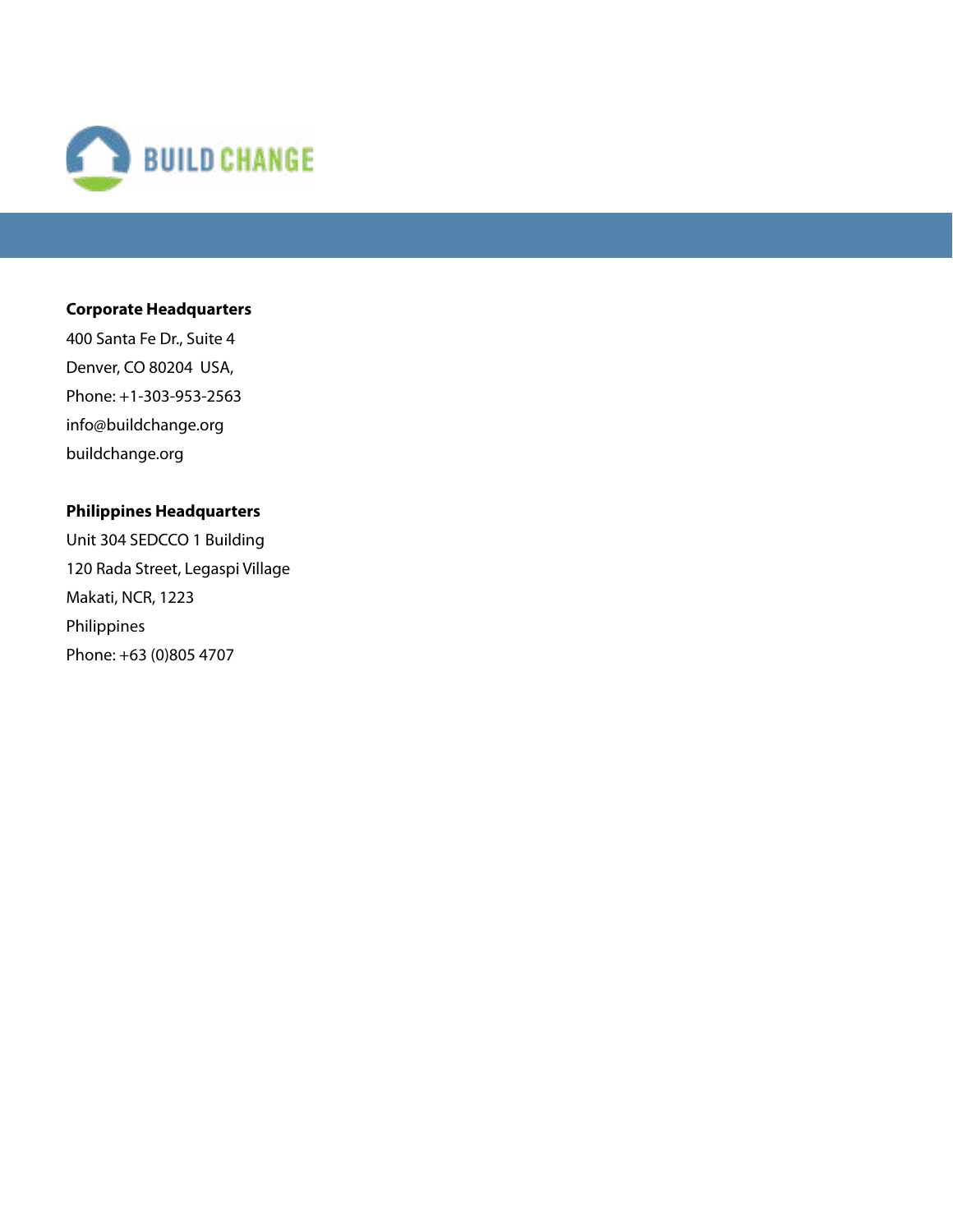BUILD CHANGE

**Corporate Headquarters**

400 Santa Fe Dr., Suite 4
Denver, CO 80204  USA,
Phone: +1-303-953-2563
info@buildchange.org
buildchange.org

**Philippines Headquarters**

Unit 304 SEDCCO 1 Building
120 Rada Street, Legaspi Village
Makati, NCR, 1223
Philippines
Phone: +63 (0)805 4707